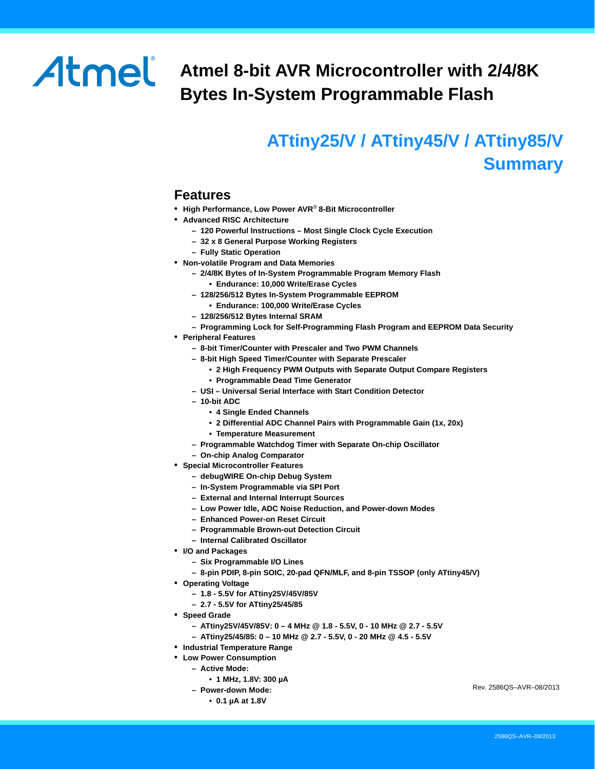# Atmel 8-bit AVR Microcontroller with 2/4/8K Bytes In-System Programmable Flash

## ATtiny25/V / ATtiny45/V / ATtiny85/V Summary

## Features

- **High Performance, Low Power AVR® 8-Bit Microcontroller**
- **Advanced RISC Architecture**
  - **120 Powerful Instructions – Most Single Clock Cycle Execution**
  - **32 x 8 General Purpose Working Registers**
  - **Fully Static Operation**
- **Non-volatile Program and Data Memories**
  - **2/4/8K Bytes of In-System Programmable Program Memory Flash**
    - **Endurance: 10,000 Write/Erase Cycles**
  - **128/256/512 Bytes In-System Programmable EEPROM**
    - **Endurance: 100,000 Write/Erase Cycles**
  - **128/256/512 Bytes Internal SRAM**
  - **Programming Lock for Self-Programming Flash Program and EEPROM Data Security**
- **Peripheral Features**
  - **8-bit Timer/Counter with Prescaler and Two PWM Channels**
  - **8-bit High Speed Timer/Counter with Separate Prescaler**
    - **2 High Frequency PWM Outputs with Separate Output Compare Registers**
    - **Programmable Dead Time Generator**
  - **USI – Universal Serial Interface with Start Condition Detector**
  - **10-bit ADC**
    - **4 Single Ended Channels**
    - **2 Differential ADC Channel Pairs with Programmable Gain (1x, 20x)**
    - **Temperature Measurement**
  - **Programmable Watchdog Timer with Separate On-chip Oscillator**
  - **On-chip Analog Comparator**
- **Special Microcontroller Features**
  - **debugWIRE On-chip Debug System**
  - **In-System Programmable via SPI Port**
  - **External and Internal Interrupt Sources**
  - **Low Power Idle, ADC Noise Reduction, and Power-down Modes**
  - **Enhanced Power-on Reset Circuit**
  - **Programmable Brown-out Detection Circuit**
  - **Internal Calibrated Oscillator**
- **I/O and Packages**
  - **Six Programmable I/O Lines**
  - **8-pin PDIP, 8-pin SOIC, 20-pad QFN/MLF, and 8-pin TSSOP (only ATtiny45/V)**
- **Operating Voltage**
  - **1.8 - 5.5V for ATtiny25V/45V/85V**
  - **2.7 - 5.5V for ATtiny25/45/85**
- **Speed Grade**
  - **ATtiny25V/45V/85V: 0 – 4 MHz @ 1.8 - 5.5V, 0 - 10 MHz @ 2.7 - 5.5V**
  - **ATtiny25/45/85: 0 – 10 MHz @ 2.7 - 5.5V, 0 - 20 MHz @ 4.5 - 5.5V**
- **Industrial Temperature Range**
- **Low Power Consumption**
  - **Active Mode:**
    - **1 MHz, 1.8V: 300 µA**
  - **Power-down Mode:**
    - **0.1 µA at 1.8V**

Rev. 2586QS–AVR–08/2013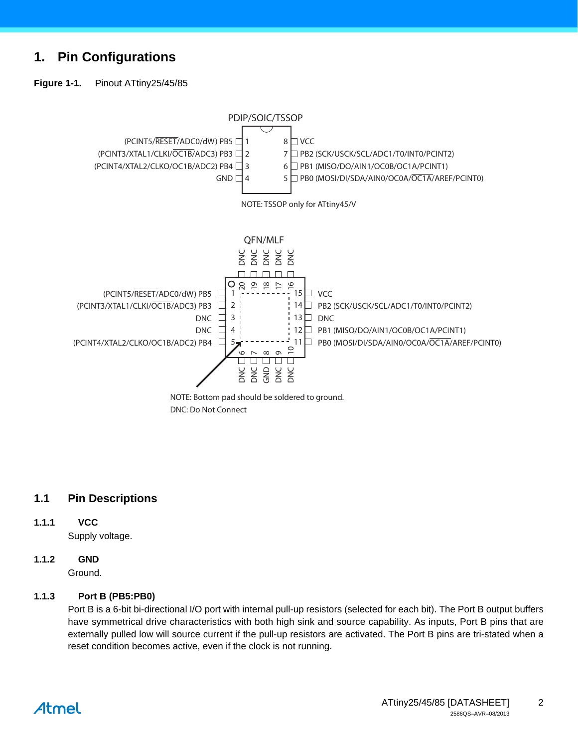# 1. Pin Configurations

**Figure 1-1.** Pinout ATtiny25/45/85

PDIP/SOIC/TSSOP

| Function | Pin | Pin | Function |
|---|---|---|---|
| (PCINT5/RESET/ADC0/dW) PB5 | 1 | 8 | VCC |
| (PCINT3/XTAL1/CLKI/OC1B/ADC3) PB3 | 2 | 7 | PB2 (SCK/USCK/SCL/ADC1/T0/INT0/PCINT2) |
| (PCINT4/XTAL2/CLKO/OC1B/ADC2) PB4 | 3 | 6 | PB1 (MISO/DO/AIN1/OC0B/OC1A/PCINT1) |
| GND | 4 | 5 | PB0 (MOSI/DI/SDA/AIN0/OC0A/OC1A/AREF/PCINT0) |

NOTE: TSSOP only for ATtiny45/V

QFN/MLF

| Function | Pin | Pin | Function |
|---|---|---|---|
| (PCINT5/RESET/ADC0/dW) PB5 | 1 | 15 | VCC |
| (PCINT3/XTAL1/CLKI/OC1B/ADC3) PB3 | 2 | 14 | PB2 (SCK/USCK/SCL/ADC1/T0/INT0/PCINT2) |
| DNC | 3 | 13 | DNC |
| DNC | 4 | 12 | PB1 (MISO/DO/AIN1/OC0B/OC1A/PCINT1) |
| (PCINT4/XTAL2/CLKO/OC1B/ADC2) PB4 | 5 | 11 | PB0 (MOSI/DI/SDA/AIN0/OC0A/OC1A/AREF/PCINT0) |

Top pins: 20 DNC, 19 DNC, 18 DNC, 17 DNC, 16 DNC

Bottom pins: 6 DNC, 7 DNC, 8 GND, 9 DNC, 10 DNC

NOTE: Bottom pad should be soldered to ground.
DNC: Do Not Connect

## 1.1 Pin Descriptions

### 1.1.1 VCC

Supply voltage.

### 1.1.2 GND

Ground.

### 1.1.3 Port B (PB5:PB0)

Port B is a 6-bit bi-directional I/O port with internal pull-up resistors (selected for each bit). The Port B output buffers have symmetrical drive characteristics with both high sink and source capability. As inputs, Port B pins that are externally pulled low will source current if the pull-up resistors are activated. The Port B pins are tri-stated when a reset condition becomes active, even if the clock is not running.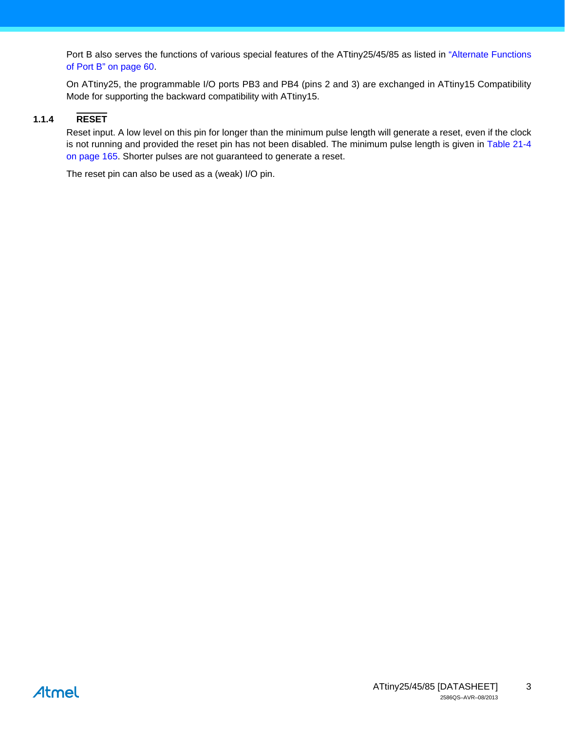Port B also serves the functions of various special features of the ATtiny25/45/85 as listed in "Alternate Functions of Port B" on page 60.

On ATtiny25, the programmable I/O ports PB3 and PB4 (pins 2 and 3) are exchanged in ATtiny15 Compatibility Mode for supporting the backward compatibility with ATtiny15.

### 1.1.4 $\overline{\text{RESET}}$

Reset input. A low level on this pin for longer than the minimum pulse length will generate a reset, even if the clock is not running and provided the reset pin has not been disabled. The minimum pulse length is given in Table 21-4 on page 165. Shorter pulses are not guaranteed to generate a reset.

The reset pin can also be used as a (weak) I/O pin.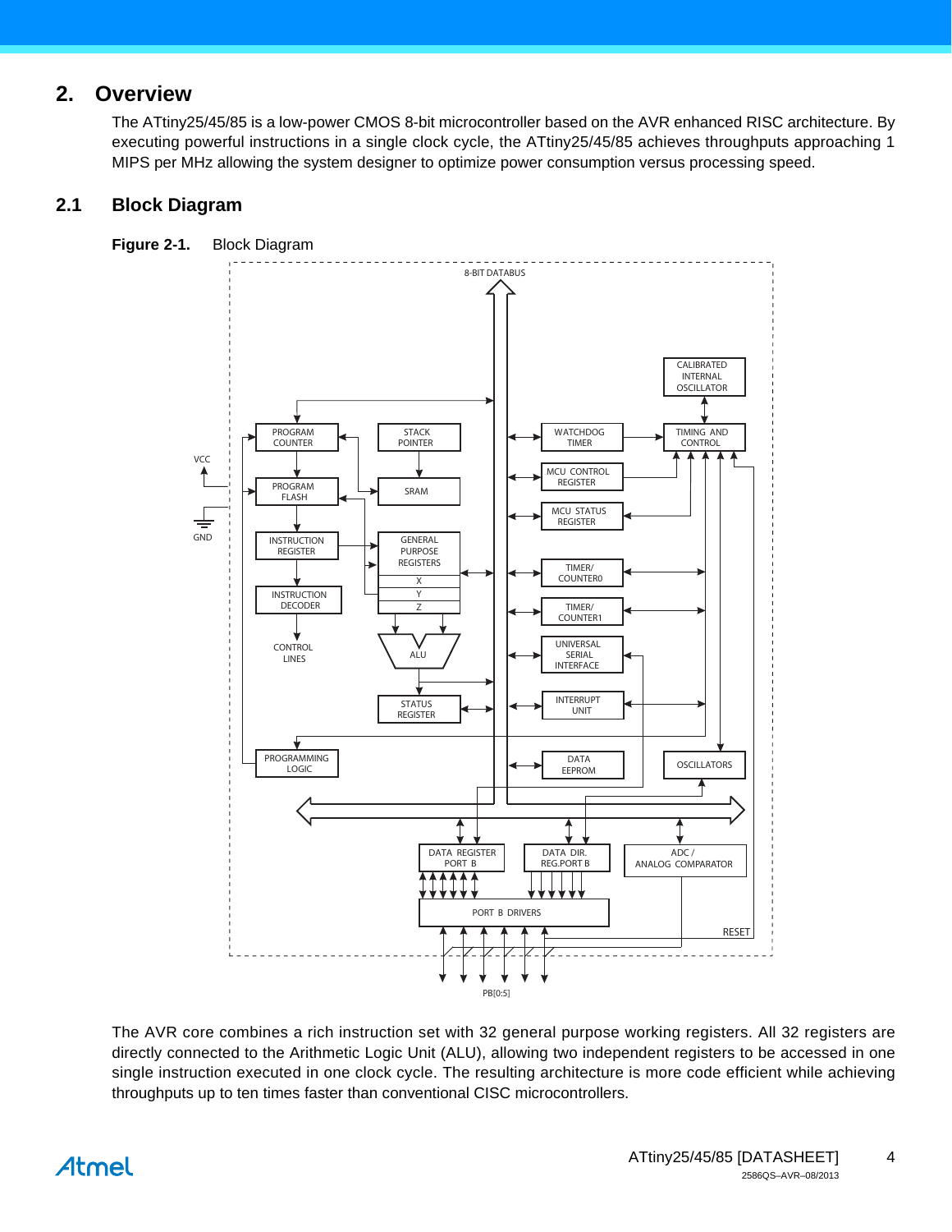# 2. Overview

The ATtiny25/45/85 is a low-power CMOS 8-bit microcontroller based on the AVR enhanced RISC architecture. By executing powerful instructions in a single clock cycle, the ATtiny25/45/85 achieves throughputs approaching 1 MIPS per MHz allowing the system designer to optimize power consumption versus processing speed.

## 2.1 Block Diagram

**Figure 2-1.** Block Diagram

The AVR core combines a rich instruction set with 32 general purpose working registers. All 32 registers are directly connected to the Arithmetic Logic Unit (ALU), allowing two independent registers to be accessed in one single instruction executed in one clock cycle. The resulting architecture is more code efficient while achieving throughputs up to ten times faster than conventional CISC microcontrollers.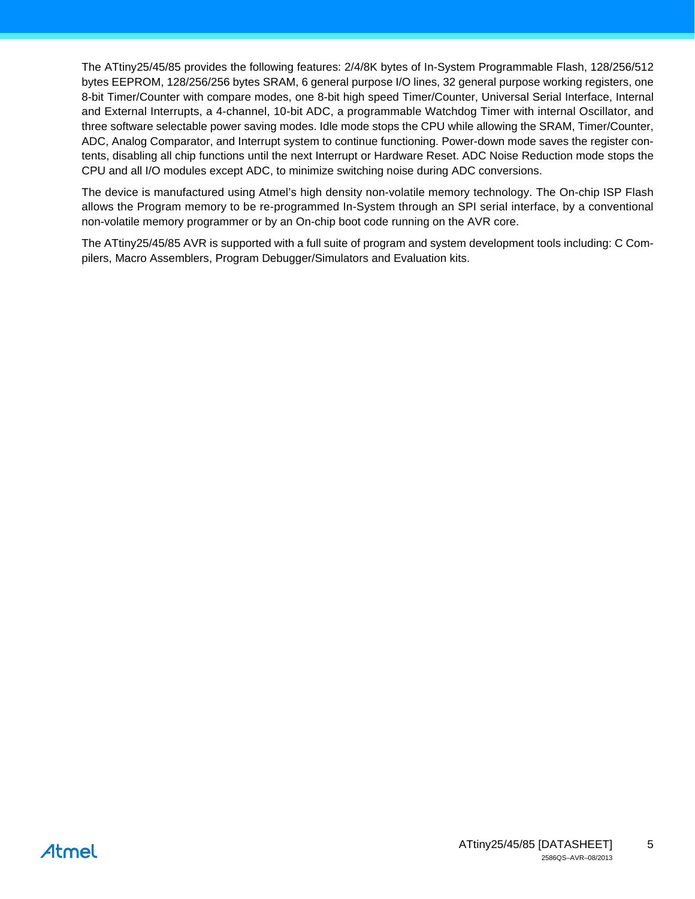The ATtiny25/45/85 provides the following features: 2/4/8K bytes of In-System Programmable Flash, 128/256/512 bytes EEPROM, 128/256/256 bytes SRAM, 6 general purpose I/O lines, 32 general purpose working registers, one 8-bit Timer/Counter with compare modes, one 8-bit high speed Timer/Counter, Universal Serial Interface, Internal and External Interrupts, a 4-channel, 10-bit ADC, a programmable Watchdog Timer with internal Oscillator, and three software selectable power saving modes. Idle mode stops the CPU while allowing the SRAM, Timer/Counter, ADC, Analog Comparator, and Interrupt system to continue functioning. Power-down mode saves the register contents, disabling all chip functions until the next Interrupt or Hardware Reset. ADC Noise Reduction mode stops the CPU and all I/O modules except ADC, to minimize switching noise during ADC conversions.

The device is manufactured using Atmel's high density non-volatile memory technology. The On-chip ISP Flash allows the Program memory to be re-programmed In-System through an SPI serial interface, by a conventional non-volatile memory programmer or by an On-chip boot code running on the AVR core.

The ATtiny25/45/85 AVR is supported with a full suite of program and system development tools including: C Compilers, Macro Assemblers, Program Debugger/Simulators and Evaluation kits.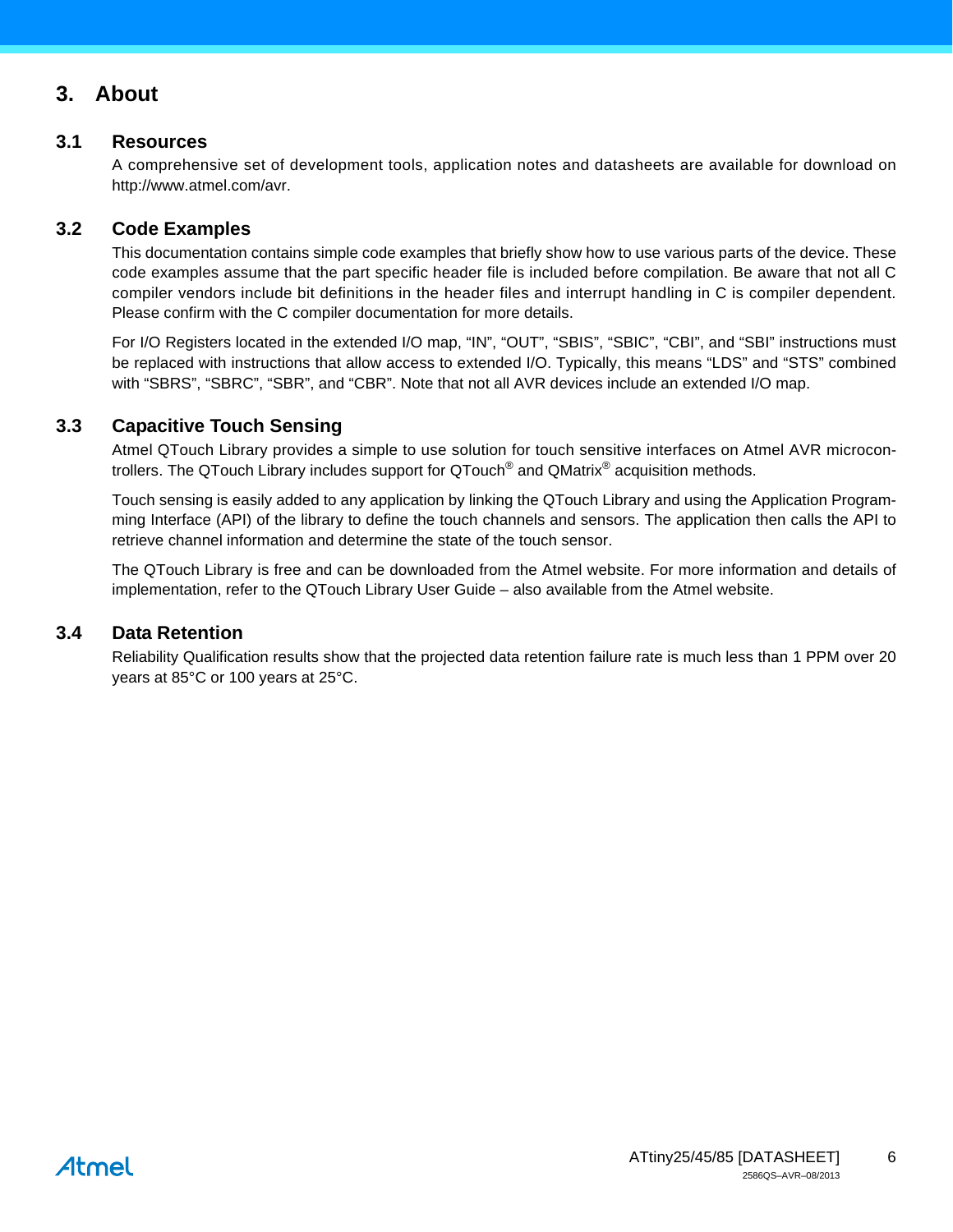# 3. About

## 3.1 Resources

A comprehensive set of development tools, application notes and datasheets are available for download on http://www.atmel.com/avr.

## 3.2 Code Examples

This documentation contains simple code examples that briefly show how to use various parts of the device. These code examples assume that the part specific header file is included before compilation. Be aware that not all C compiler vendors include bit definitions in the header files and interrupt handling in C is compiler dependent. Please confirm with the C compiler documentation for more details.

For I/O Registers located in the extended I/O map, "IN", "OUT", "SBIS", "SBIC", "CBI", and "SBI" instructions must be replaced with instructions that allow access to extended I/O. Typically, this means "LDS" and "STS" combined with "SBRS", "SBRC", "SBR", and "CBR". Note that not all AVR devices include an extended I/O map.

## 3.3 Capacitive Touch Sensing

Atmel QTouch Library provides a simple to use solution for touch sensitive interfaces on Atmel AVR microcontrollers. The QTouch Library includes support for QTouch® and QMatrix® acquisition methods.

Touch sensing is easily added to any application by linking the QTouch Library and using the Application Programming Interface (API) of the library to define the touch channels and sensors. The application then calls the API to retrieve channel information and determine the state of the touch sensor.

The QTouch Library is free and can be downloaded from the Atmel website. For more information and details of implementation, refer to the QTouch Library User Guide – also available from the Atmel website.

## 3.4 Data Retention

Reliability Qualification results show that the projected data retention failure rate is much less than 1 PPM over 20 years at 85°C or 100 years at 25°C.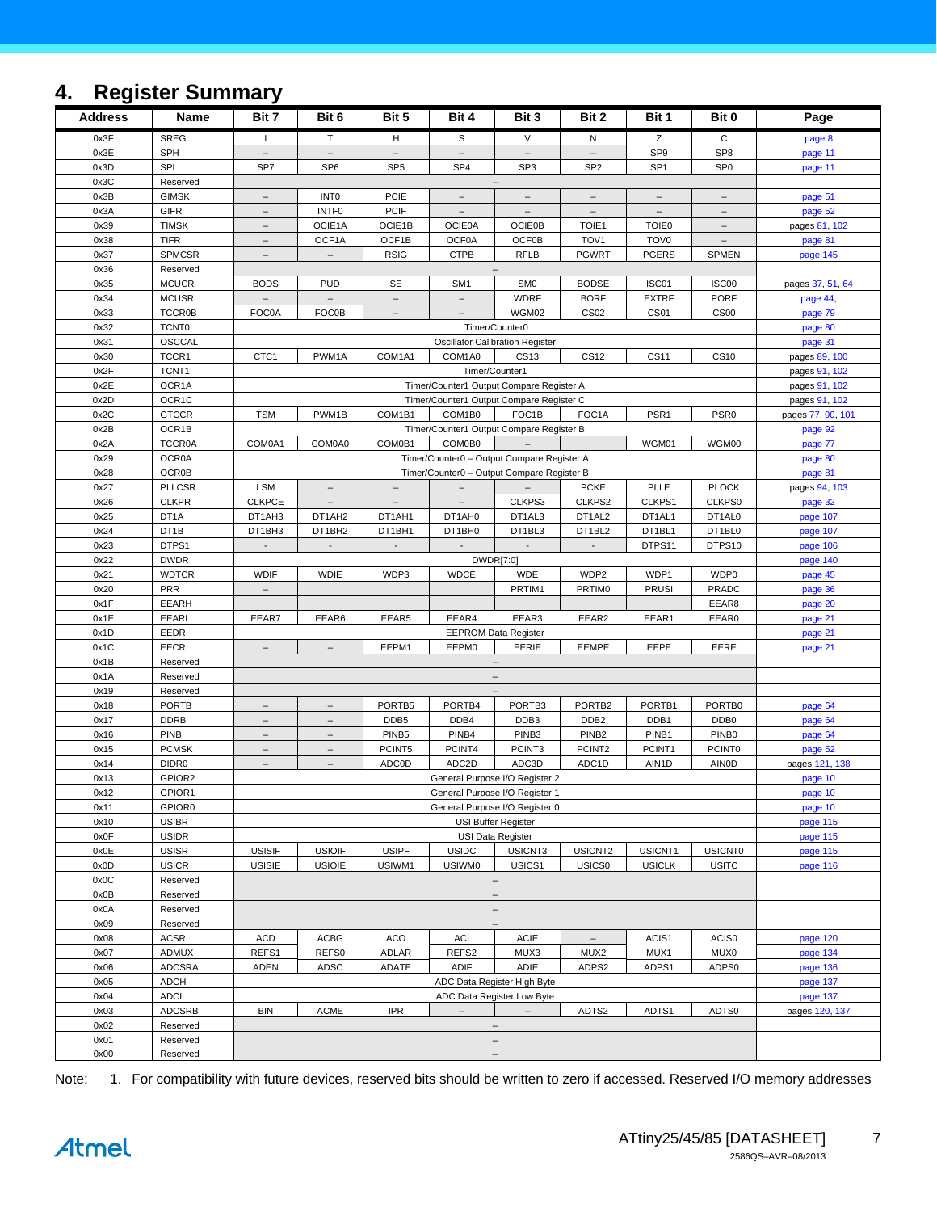# 4. Register Summary

| Address | Name | Bit 7 | Bit 6 | Bit 5 | Bit 4 | Bit 3 | Bit 2 | Bit 1 | Bit 0 | Page |
|---|---|---|---|---|---|---|---|---|---|---|
| 0x3F | SREG | I | T | H | S | V | N | Z | C | page 8 |
| 0x3E | SPH | – | – | – | – | – | – | SP9 | SP8 | page 11 |
| 0x3D | SPL | SP7 | SP6 | SP5 | SP4 | SP3 | SP2 | SP1 | SP0 | page 11 |
| 0x3C | Reserved | – | | | | | | | | |
| 0x3B | GIMSK | – | INT0 | PCIE | – | – | – | – | – | page 51 |
| 0x3A | GIFR | – | INTF0 | PCIF | – | – | – | – | – | page 52 |
| 0x39 | TIMSK | – | OCIE1A | OCIE1B | OCIE0A | OCIE0B | TOIE1 | TOIE0 | – | pages 81, 102 |
| 0x38 | TIFR | – | OCF1A | OCF1B | OCF0A | OCF0B | TOV1 | TOV0 | – | page 81 |
| 0x37 | SPMCSR | – | – | RSIG | CTPB | RFLB | PGWRT | PGERS | SPMEN | page 145 |
| 0x36 | Reserved | – | | | | | | | | |
| 0x35 | MCUCR | BODS | PUD | SE | SM1 | SM0 | BODSE | ISC01 | ISC00 | pages 37, 51, 64 |
| 0x34 | MCUSR | – | – | – | – | WDRF | BORF | EXTRF | PORF | page 44, |
| 0x33 | TCCR0B | FOC0A | FOC0B | – | – | WGM02 | CS02 | CS01 | CS00 | page 79 |
| 0x32 | TCNT0 | Timer/Counter0 | | | | | | | | page 80 |
| 0x31 | OSCCAL | Oscillator Calibration Register | | | | | | | | page 31 |
| 0x30 | TCCR1 | CTC1 | PWM1A | COM1A1 | COM1A0 | CS13 | CS12 | CS11 | CS10 | pages 89, 100 |
| 0x2F | TCNT1 | Timer/Counter1 | | | | | | | | pages 91, 102 |
| 0x2E | OCR1A | Timer/Counter1 Output Compare Register A | | | | | | | | pages 91, 102 |
| 0x2D | OCR1C | Timer/Counter1 Output Compare Register C | | | | | | | | pages 91, 102 |
| 0x2C | GTCCR | TSM | PWM1B | COM1B1 | COM1B0 | FOC1B | FOC1A | PSR1 | PSR0 | pages 77, 90, 101 |
| 0x2B | OCR1B | Timer/Counter1 Output Compare Register B | | | | | | | | page 92 |
| 0x2A | TCCR0A | COM0A1 | COM0A0 | COM0B1 | COM0B0 | – | | WGM01 | WGM00 | page 77 |
| 0x29 | OCR0A | Timer/Counter0 – Output Compare Register A | | | | | | | | page 80 |
| 0x28 | OCR0B | Timer/Counter0 – Output Compare Register B | | | | | | | | page 81 |
| 0x27 | PLLCSR | LSM | – | – | – | – | PCKE | PLLE | PLOCK | pages 94, 103 |
| 0x26 | CLKPR | CLKPCE | – | – | – | CLKPS3 | CLKPS2 | CLKPS1 | CLKPS0 | page 32 |
| 0x25 | DT1A | DT1AH3 | DT1AH2 | DT1AH1 | DT1AH0 | DT1AL3 | DT1AL2 | DT1AL1 | DT1AL0 | page 107 |
| 0x24 | DT1B | DT1BH3 | DT1BH2 | DT1BH1 | DT1BH0 | DT1BL3 | DT1BL2 | DT1BL1 | DT1BL0 | page 107 |
| 0x23 | DTPS1 | - | - | - | - | - | - | DTPS11 | DTPS10 | page 106 |
| 0x22 | DWDR | DWDR[7:0] | | | | | | | | page 140 |
| 0x21 | WDTCR | WDIF | WDIE | WDP3 | WDCE | WDE | WDP2 | WDP1 | WDP0 | page 45 |
| 0x20 | PRR | – | | | | PRTIM1 | PRTIM0 | PRUSI | PRADC | page 36 |
| 0x1F | EEARH | | | | | | | | EEAR8 | page 20 |
| 0x1E | EEARL | EEAR7 | EEAR6 | EEAR5 | EEAR4 | EEAR3 | EEAR2 | EEAR1 | EEAR0 | page 21 |
| 0x1D | EEDR | EEPROM Data Register | | | | | | | | page 21 |
| 0x1C | EECR | – | – | EEPM1 | EEPM0 | EERIE | EEMPE | EEPE | EERE | page 21 |
| 0x1B | Reserved | – | | | | | | | | |
| 0x1A | Reserved | – | | | | | | | | |
| 0x19 | Reserved | – | | | | | | | | |
| 0x18 | PORTB | – | – | PORTB5 | PORTB4 | PORTB3 | PORTB2 | PORTB1 | PORTB0 | page 64 |
| 0x17 | DDRB | – | – | DDB5 | DDB4 | DDB3 | DDB2 | DDB1 | DDB0 | page 64 |
| 0x16 | PINB | – | – | PINB5 | PINB4 | PINB3 | PINB2 | PINB1 | PINB0 | page 64 |
| 0x15 | PCMSK | – | – | PCINT5 | PCINT4 | PCINT3 | PCINT2 | PCINT1 | PCINT0 | page 52 |
| 0x14 | DIDR0 | – | – | ADC0D | ADC2D | ADC3D | ADC1D | AIN1D | AIN0D | pages 121, 138 |
| 0x13 | GPIOR2 | General Purpose I/O Register 2 | | | | | | | | page 10 |
| 0x12 | GPIOR1 | General Purpose I/O Register 1 | | | | | | | | page 10 |
| 0x11 | GPIOR0 | General Purpose I/O Register 0 | | | | | | | | page 10 |
| 0x10 | USIBR | USI Buffer Register | | | | | | | | page 115 |
| 0x0F | USIDR | USI Data Register | | | | | | | | page 115 |
| 0x0E | USISR | USISIF | USIOIF | USIPF | USIDC | USICNT3 | USICNT2 | USICNT1 | USICNT0 | page 115 |
| 0x0D | USICR | USISIE | USIOIE | USIWM1 | USIWM0 | USICS1 | USICS0 | USICLK | USITC | page 116 |
| 0x0C | Reserved | – | | | | | | | | |
| 0x0B | Reserved | – | | | | | | | | |
| 0x0A | Reserved | – | | | | | | | | |
| 0x09 | Reserved | – | | | | | | | | |
| 0x08 | ACSR | ACD | ACBG | ACO | ACI | ACIE | – | ACIS1 | ACIS0 | page 120 |
| 0x07 | ADMUX | REFS1 | REFS0 | ADLAR | REFS2 | MUX3 | MUX2 | MUX1 | MUX0 | page 134 |
| 0x06 | ADCSRA | ADEN | ADSC | ADATE | ADIF | ADIE | ADPS2 | ADPS1 | ADPS0 | page 136 |
| 0x05 | ADCH | ADC Data Register High Byte | | | | | | | | page 137 |
| 0x04 | ADCL | ADC Data Register Low Byte | | | | | | | | page 137 |
| 0x03 | ADCSRB | BIN | ACME | IPR | – | – | ADTS2 | ADTS1 | ADTS0 | pages 120, 137 |
| 0x02 | Reserved | – | | | | | | | | |
| 0x01 | Reserved | – | | | | | | | | |
| 0x00 | Reserved | – | | | | | | | | |

Note: 1. For compatibility with future devices, reserved bits should be written to zero if accessed. Reserved I/O memory addresses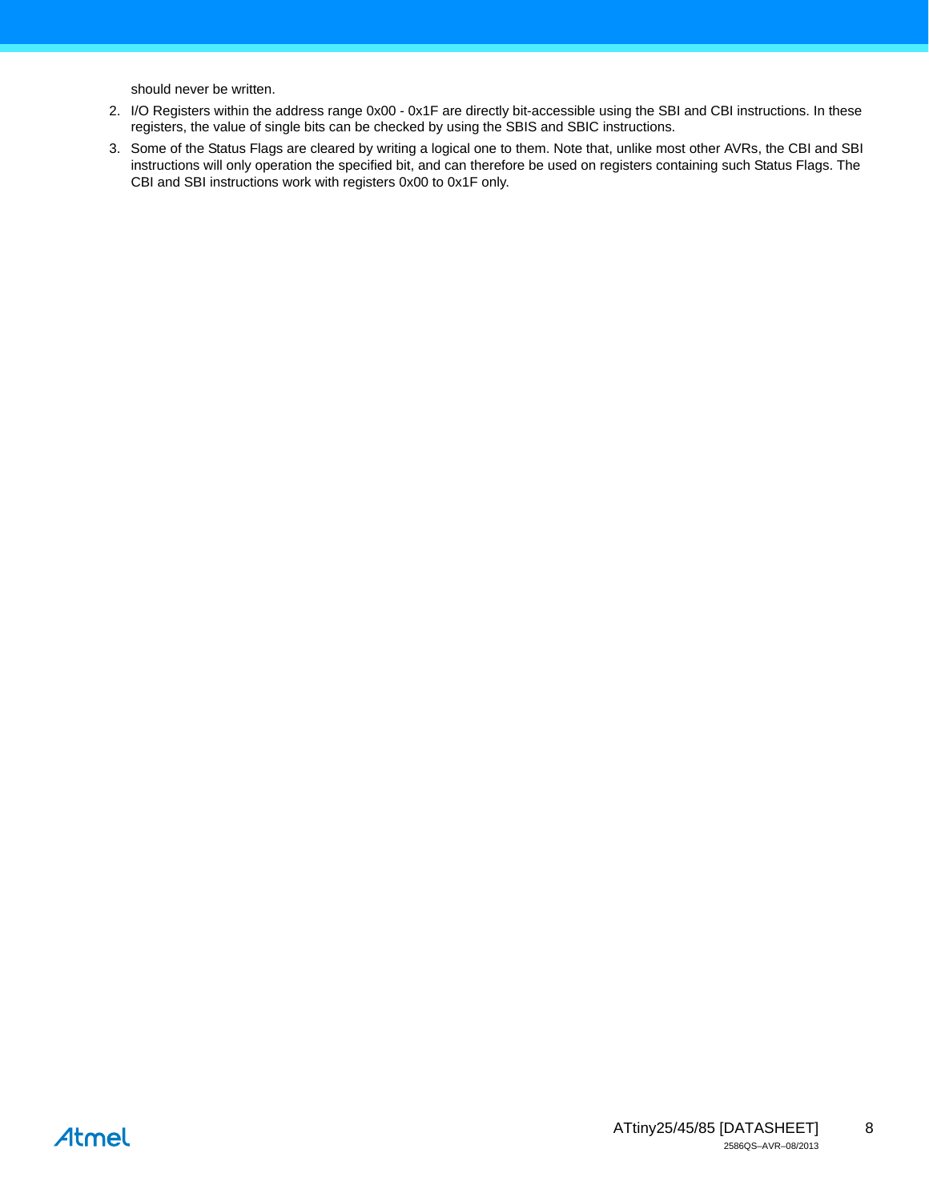should never be written.

2. I/O Registers within the address range 0x00 - 0x1F are directly bit-accessible using the SBI and CBI instructions. In these registers, the value of single bits can be checked by using the SBIS and SBIC instructions.
3. Some of the Status Flags are cleared by writing a logical one to them. Note that, unlike most other AVRs, the CBI and SBI instructions will only operation the specified bit, and can therefore be used on registers containing such Status Flags. The CBI and SBI instructions work with registers 0x00 to 0x1F only.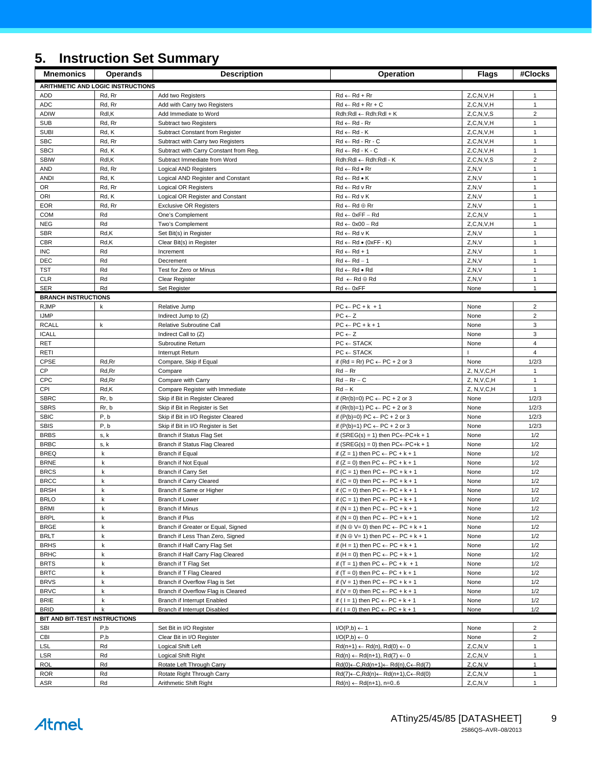# 5. Instruction Set Summary

| Mnemonics | Operands | Description | Operation | Flags | #Clocks |
|---|---|---|---|---|---|
| **ARITHMETIC AND LOGIC INSTRUCTIONS** | | | | | |
| ADD | Rd, Rr | Add two Registers | Rd ← Rd + Rr | Z,C,N,V,H | 1 |
| ADC | Rd, Rr | Add with Carry two Registers | Rd ← Rd + Rr + C | Z,C,N,V,H | 1 |
| ADIW | Rdl,K | Add Immediate to Word | Rdh:Rdl ← Rdh:Rdl + K | Z,C,N,V,S | 2 |
| SUB | Rd, Rr | Subtract two Registers | Rd ← Rd - Rr | Z,C,N,V,H | 1 |
| SUBI | Rd, K | Subtract Constant from Register | Rd ← Rd - K | Z,C,N,V,H | 1 |
| SBC | Rd, Rr | Subtract with Carry two Registers | Rd ← Rd - Rr - C | Z,C,N,V,H | 1 |
| SBCI | Rd, K | Subtract with Carry Constant from Reg. | Rd ← Rd - K - C | Z,C,N,V,H | 1 |
| SBIW | Rdl,K | Subtract Immediate from Word | Rdh:Rdl ← Rdh:Rdl - K | Z,C,N,V,S | 2 |
| AND | Rd, Rr | Logical AND Registers | Rd ← Rd • Rr | Z,N,V | 1 |
| ANDI | Rd, K | Logical AND Register and Constant | Rd ← Rd • K | Z,N,V | 1 |
| OR | Rd, Rr | Logical OR Registers | Rd ← Rd v Rr | Z,N,V | 1 |
| ORI | Rd, K | Logical OR Register and Constant | Rd ← Rd v K | Z,N,V | 1 |
| EOR | Rd, Rr | Exclusive OR Registers | Rd ← Rd ⊕ Rr | Z,N,V | 1 |
| COM | Rd | One's Complement | Rd ← 0xFF − Rd | Z,C,N,V | 1 |
| NEG | Rd | Two's Complement | Rd ← 0x00 − Rd | Z,C,N,V,H | 1 |
| SBR | Rd,K | Set Bit(s) in Register | Rd ← Rd v K | Z,N,V | 1 |
| CBR | Rd,K | Clear Bit(s) in Register | Rd ← Rd • (0xFF - K) | Z,N,V | 1 |
| INC | Rd | Increment | Rd ← Rd + 1 | Z,N,V | 1 |
| DEC | Rd | Decrement | Rd ← Rd − 1 | Z,N,V | 1 |
| TST | Rd | Test for Zero or Minus | Rd ← Rd • Rd | Z,N,V | 1 |
| CLR | Rd | Clear Register | Rd ← Rd ⊕ Rd | Z,N,V | 1 |
| SER | Rd | Set Register | Rd ← 0xFF | None | 1 |
| **BRANCH INSTRUCTIONS** | | | | | |
| RJMP | k | Relative Jump | PC ← PC + k + 1 | None | 2 |
| IJMP | | Indirect Jump to (Z) | PC ← Z | None | 2 |
| RCALL | k | Relative Subroutine Call | PC ← PC + k + 1 | None | 3 |
| ICALL | | Indirect Call to (Z) | PC ← Z | None | 3 |
| RET | | Subroutine Return | PC ← STACK | None | 4 |
| RETI | | Interrupt Return | PC ← STACK | I | 4 |
| CPSE | Rd,Rr | Compare, Skip if Equal | if (Rd = Rr) PC ← PC + 2 or 3 | None | 1/2/3 |
| CP | Rd,Rr | Compare | Rd − Rr | Z, N,V,C,H | 1 |
| CPC | Rd,Rr | Compare with Carry | Rd − Rr − C | Z, N,V,C,H | 1 |
| CPI | Rd,K | Compare Register with Immediate | Rd − K | Z, N,V,C,H | 1 |
| SBRC | Rr, b | Skip if Bit in Register Cleared | if (Rr(b)=0) PC ← PC + 2 or 3 | None | 1/2/3 |
| SBRS | Rr, b | Skip if Bit in Register is Set | if (Rr(b)=1) PC ← PC + 2 or 3 | None | 1/2/3 |
| SBIC | P, b | Skip if Bit in I/O Register Cleared | if (P(b)=0) PC ← PC + 2 or 3 | None | 1/2/3 |
| SBIS | P, b | Skip if Bit in I/O Register is Set | if (P(b)=1) PC ← PC + 2 or 3 | None | 1/2/3 |
| BRBS | s, k | Branch if Status Flag Set | if (SREG(s) = 1) then PC←PC+k + 1 | None | 1/2 |
| BRBC | s, k | Branch if Status Flag Cleared | if (SREG(s) = 0) then PC←PC+k + 1 | None | 1/2 |
| BREQ | k | Branch if Equal | if (Z = 1) then PC ← PC + k + 1 | None | 1/2 |
| BRNE | k | Branch if Not Equal | if (Z = 0) then PC ← PC + k + 1 | None | 1/2 |
| BRCS | k | Branch if Carry Set | if (C = 1) then PC ← PC + k + 1 | None | 1/2 |
| BRCC | k | Branch if Carry Cleared | if (C = 0) then PC ← PC + k + 1 | None | 1/2 |
| BRSH | k | Branch if Same or Higher | if (C = 0) then PC ← PC + k + 1 | None | 1/2 |
| BRLO | k | Branch if Lower | if (C = 1) then PC ← PC + k + 1 | None | 1/2 |
| BRMI | k | Branch if Minus | if (N = 1) then PC ← PC + k + 1 | None | 1/2 |
| BRPL | k | Branch if Plus | if (N = 0) then PC ← PC + k + 1 | None | 1/2 |
| BRGE | k | Branch if Greater or Equal, Signed | if (N ⊕ V= 0) then PC ← PC + k + 1 | None | 1/2 |
| BRLT | k | Branch if Less Than Zero, Signed | if (N ⊕ V= 1) then PC ← PC + k + 1 | None | 1/2 |
| BRHS | k | Branch if Half Carry Flag Set | if (H = 1) then PC ← PC + k + 1 | None | 1/2 |
| BRHC | k | Branch if Half Carry Flag Cleared | if (H = 0) then PC ← PC + k + 1 | None | 1/2 |
| BRTS | k | Branch if T Flag Set | if (T = 1) then PC ← PC + k + 1 | None | 1/2 |
| BRTC | k | Branch if T Flag Cleared | if (T = 0) then PC ← PC + k + 1 | None | 1/2 |
| BRVS | k | Branch if Overflow Flag is Set | if (V = 1) then PC ← PC + k + 1 | None | 1/2 |
| BRVC | k | Branch if Overflow Flag is Cleared | if (V = 0) then PC ← PC + k + 1 | None | 1/2 |
| BRIE | k | Branch if Interrupt Enabled | if ( I = 1) then PC ← PC + k + 1 | None | 1/2 |
| BRID | k | Branch if Interrupt Disabled | if ( I = 0) then PC ← PC + k + 1 | None | 1/2 |
| **BIT AND BIT-TEST INSTRUCTIONS** | | | | | |
| SBI | P,b | Set Bit in I/O Register | I/O(P,b) ← 1 | None | 2 |
| CBI | P,b | Clear Bit in I/O Register | I/O(P,b) ← 0 | None | 2 |
| LSL | Rd | Logical Shift Left | Rd(n+1) ← Rd(n), Rd(0) ← 0 | Z,C,N,V | 1 |
| LSR | Rd | Logical Shift Right | Rd(n) ← Rd(n+1), Rd(7) ← 0 | Z,C,N,V | 1 |
| ROL | Rd | Rotate Left Through Carry | Rd(0)←C,Rd(n+1)← Rd(n),C←Rd(7) | Z,C,N,V | 1 |
| ROR | Rd | Rotate Right Through Carry | Rd(7)←C,Rd(n)← Rd(n+1),C←Rd(0) | Z,C,N,V | 1 |
| ASR | Rd | Arithmetic Shift Right | Rd(n) ← Rd(n+1), n=0..6 | Z,C,N,V | 1 |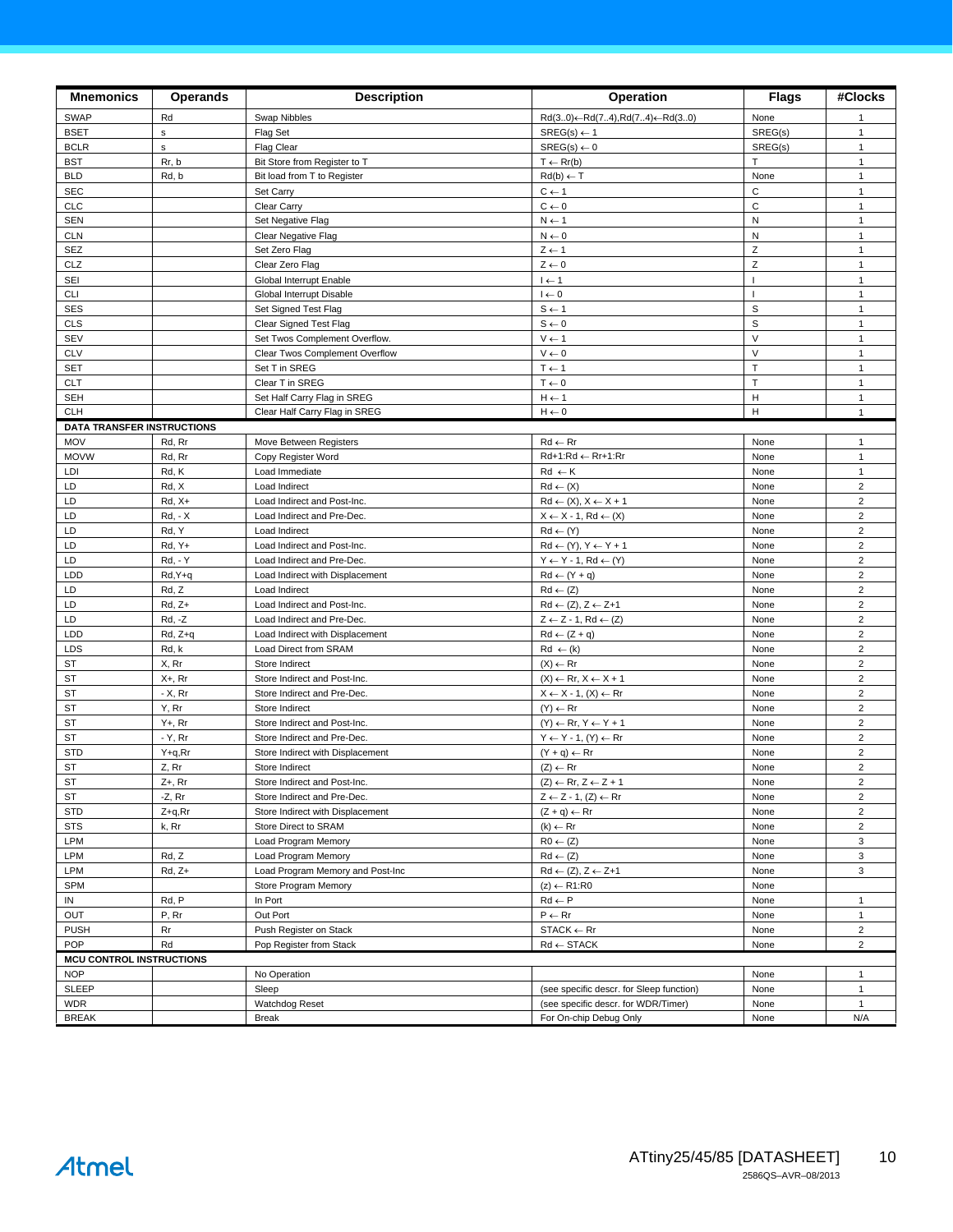| Mnemonics | Operands | Description | Operation | Flags | #Clocks |
|---|---|---|---|---|---|
| SWAP | Rd | Swap Nibbles | Rd(3..0)←Rd(7..4),Rd(7..4)←Rd(3..0) | None | 1 |
| BSET | s | Flag Set | SREG(s) ← 1 | SREG(s) | 1 |
| BCLR | s | Flag Clear | SREG(s) ← 0 | SREG(s) | 1 |
| BST | Rr, b | Bit Store from Register to T | T ← Rr(b) | T | 1 |
| BLD | Rd, b | Bit load from T to Register | Rd(b) ← T | None | 1 |
| SEC | | Set Carry | C ← 1 | C | 1 |
| CLC | | Clear Carry | C ← 0 | C | 1 |
| SEN | | Set Negative Flag | N ← 1 | N | 1 |
| CLN | | Clear Negative Flag | N ← 0 | N | 1 |
| SEZ | | Set Zero Flag | Z ← 1 | Z | 1 |
| CLZ | | Clear Zero Flag | Z ← 0 | Z | 1 |
| SEI | | Global Interrupt Enable | I ← 1 | I | 1 |
| CLI | | Global Interrupt Disable | I ← 0 | I | 1 |
| SES | | Set Signed Test Flag | S ← 1 | S | 1 |
| CLS | | Clear Signed Test Flag | S ← 0 | S | 1 |
| SEV | | Set Twos Complement Overflow. | V ← 1 | V | 1 |
| CLV | | Clear Twos Complement Overflow | V ← 0 | V | 1 |
| SET | | Set T in SREG | T ← 1 | T | 1 |
| CLT | | Clear T in SREG | T ← 0 | T | 1 |
| SEH | | Set Half Carry Flag in SREG | H ← 1 | H | 1 |
| CLH | | Clear Half Carry Flag in SREG | H ← 0 | H | 1 |
| **DATA TRANSFER INSTRUCTIONS** | | | | | |
| MOV | Rd, Rr | Move Between Registers | Rd ← Rr | None | 1 |
| MOVW | Rd, Rr | Copy Register Word | Rd+1:Rd ← Rr+1:Rr | None | 1 |
| LDI | Rd, K | Load Immediate | Rd ← K | None | 1 |
| LD | Rd, X | Load Indirect | Rd ← (X) | None | 2 |
| LD | Rd, X+ | Load Indirect and Post-Inc. | Rd ← (X), X ← X + 1 | None | 2 |
| LD | Rd, - X | Load Indirect and Pre-Dec. | X ← X - 1, Rd ← (X) | None | 2 |
| LD | Rd, Y | Load Indirect | Rd ← (Y) | None | 2 |
| LD | Rd, Y+ | Load Indirect and Post-Inc. | Rd ← (Y), Y ← Y + 1 | None | 2 |
| LD | Rd, - Y | Load Indirect and Pre-Dec. | Y ← Y - 1, Rd ← (Y) | None | 2 |
| LDD | Rd,Y+q | Load Indirect with Displacement | Rd ← (Y + q) | None | 2 |
| LD | Rd, Z | Load Indirect | Rd ← (Z) | None | 2 |
| LD | Rd, Z+ | Load Indirect and Post-Inc. | Rd ← (Z), Z ← Z+1 | None | 2 |
| LD | Rd, -Z | Load Indirect and Pre-Dec. | Z ← Z - 1, Rd ← (Z) | None | 2 |
| LDD | Rd, Z+q | Load Indirect with Displacement | Rd ← (Z + q) | None | 2 |
| LDS | Rd, k | Load Direct from SRAM | Rd ← (k) | None | 2 |
| ST | X, Rr | Store Indirect | (X) ← Rr | None | 2 |
| ST | X+, Rr | Store Indirect and Post-Inc. | (X) ← Rr, X ← X + 1 | None | 2 |
| ST | - X, Rr | Store Indirect and Pre-Dec. | X ← X - 1, (X) ← Rr | None | 2 |
| ST | Y, Rr | Store Indirect | (Y) ← Rr | None | 2 |
| ST | Y+, Rr | Store Indirect and Post-Inc. | (Y) ← Rr, Y ← Y + 1 | None | 2 |
| ST | - Y, Rr | Store Indirect and Pre-Dec. | Y ← Y - 1, (Y) ← Rr | None | 2 |
| STD | Y+q,Rr | Store Indirect with Displacement | (Y + q) ← Rr | None | 2 |
| ST | Z, Rr | Store Indirect | (Z) ← Rr | None | 2 |
| ST | Z+, Rr | Store Indirect and Post-Inc. | (Z) ← Rr, Z ← Z + 1 | None | 2 |
| ST | -Z, Rr | Store Indirect and Pre-Dec. | Z ← Z - 1, (Z) ← Rr | None | 2 |
| STD | Z+q,Rr | Store Indirect with Displacement | (Z + q) ← Rr | None | 2 |
| STS | k, Rr | Store Direct to SRAM | (k) ← Rr | None | 2 |
| LPM | | Load Program Memory | R0 ← (Z) | None | 3 |
| LPM | Rd, Z | Load Program Memory | Rd ← (Z) | None | 3 |
| LPM | Rd, Z+ | Load Program Memory and Post-Inc | Rd ← (Z), Z ← Z+1 | None | 3 |
| SPM | | Store Program Memory | (z) ← R1:R0 | None | |
| IN | Rd, P | In Port | Rd ← P | None | 1 |
| OUT | P, Rr | Out Port | P ← Rr | None | 1 |
| PUSH | Rr | Push Register on Stack | STACK ← Rr | None | 2 |
| POP | Rd | Pop Register from Stack | Rd ← STACK | None | 2 |
| **MCU CONTROL INSTRUCTIONS** | | | | | |
| NOP | | No Operation | | None | 1 |
| SLEEP | | Sleep | (see specific descr. for Sleep function) | None | 1 |
| WDR | | Watchdog Reset | (see specific descr. for WDR/Timer) | None | 1 |
| BREAK | | Break | For On-chip Debug Only | None | N/A |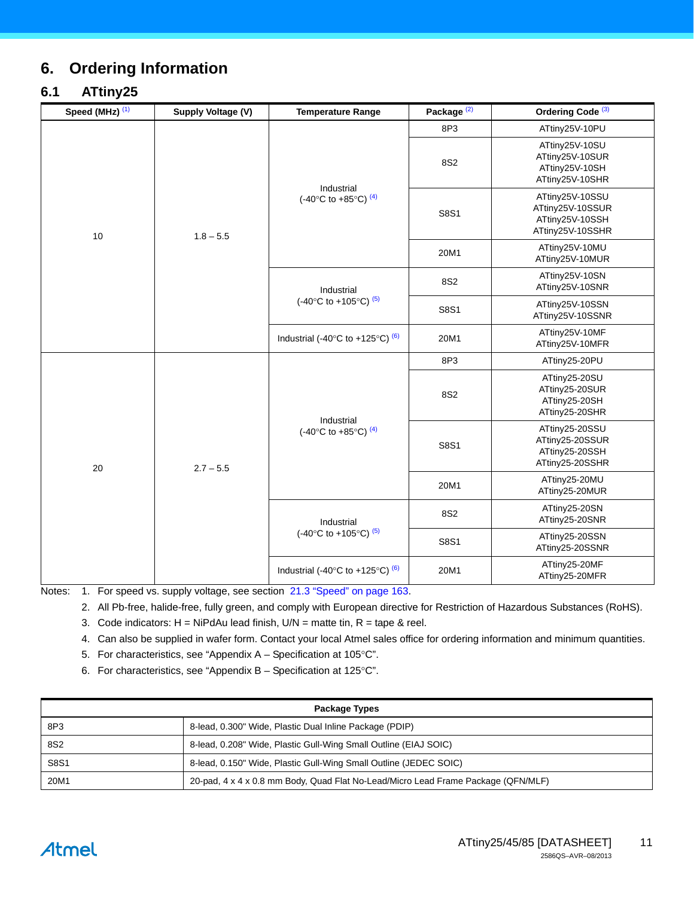# 6. Ordering Information

## 6.1 ATtiny25

| Speed (MHz) [1] | Supply Voltage (V) | Temperature Range | Package [2] | Ordering Code [3] |
|---|---|---|---|---|
| 10 | 1.8 – 5.5 | Industrial (-40°C to +85°C) [4] | 8P3 | ATtiny25V-10PU |
| | | | 8S2 | ATtiny25V-10SU<br>ATtiny25V-10SUR<br>ATtiny25V-10SH<br>ATtiny25V-10SHR |
| | | | S8S1 | ATtiny25V-10SSU<br>ATtiny25V-10SSUR<br>ATtiny25V-10SSH<br>ATtiny25V-10SSHR |
| | | | 20M1 | ATtiny25V-10MU<br>ATtiny25V-10MUR |
| | | Industrial (-40°C to +105°C) [5] | 8S2 | ATtiny25V-10SN<br>ATtiny25V-10SNR |
| | | | S8S1 | ATtiny25V-10SSN<br>ATtiny25V-10SSNR |
| | | Industrial (-40°C to +125°C) [6] | 20M1 | ATtiny25V-10MF<br>ATtiny25V-10MFR |
| 20 | 2.7 – 5.5 | Industrial (-40°C to +85°C) [4] | 8P3 | ATtiny25-20PU |
| | | | 8S2 | ATtiny25-20SU<br>ATtiny25-20SUR<br>ATtiny25-20SH<br>ATtiny25-20SHR |
| | | | S8S1 | ATtiny25-20SSU<br>ATtiny25-20SSUR<br>ATtiny25-20SSH<br>ATtiny25-20SSHR |
| | | | 20M1 | ATtiny25-20MU<br>ATtiny25-20MUR |
| | | Industrial (-40°C to +105°C) [5] | 8S2 | ATtiny25-20SN<br>ATtiny25-20SNR |
| | | | S8S1 | ATtiny25-20SSN<br>ATtiny25-20SSNR |
| | | Industrial (-40°C to +125°C) [6] | 20M1 | ATtiny25-20MF<br>ATtiny25-20MFR |

Notes:

1. For speed vs. supply voltage, see section 21.3 "Speed" on page 163.
2. All Pb-free, halide-free, fully green, and comply with European directive for Restriction of Hazardous Substances (RoHS).
3. Code indicators: H = NiPdAu lead finish, U/N = matte tin, R = tape & reel.
4. Can also be supplied in wafer form. Contact your local Atmel sales office for ordering information and minimum quantities.
5. For characteristics, see "Appendix A – Specification at 105°C".
6. For characteristics, see "Appendix B – Specification at 125°C".

| Package Types | |
|---|---|
| 8P3 | 8-lead, 0.300" Wide, Plastic Dual Inline Package (PDIP) |
| 8S2 | 8-lead, 0.208" Wide, Plastic Gull-Wing Small Outline (EIAJ SOIC) |
| S8S1 | 8-lead, 0.150" Wide, Plastic Gull-Wing Small Outline (JEDEC SOIC) |
| 20M1 | 20-pad, 4 x 4 x 0.8 mm Body, Quad Flat No-Lead/Micro Lead Frame Package (QFN/MLF) |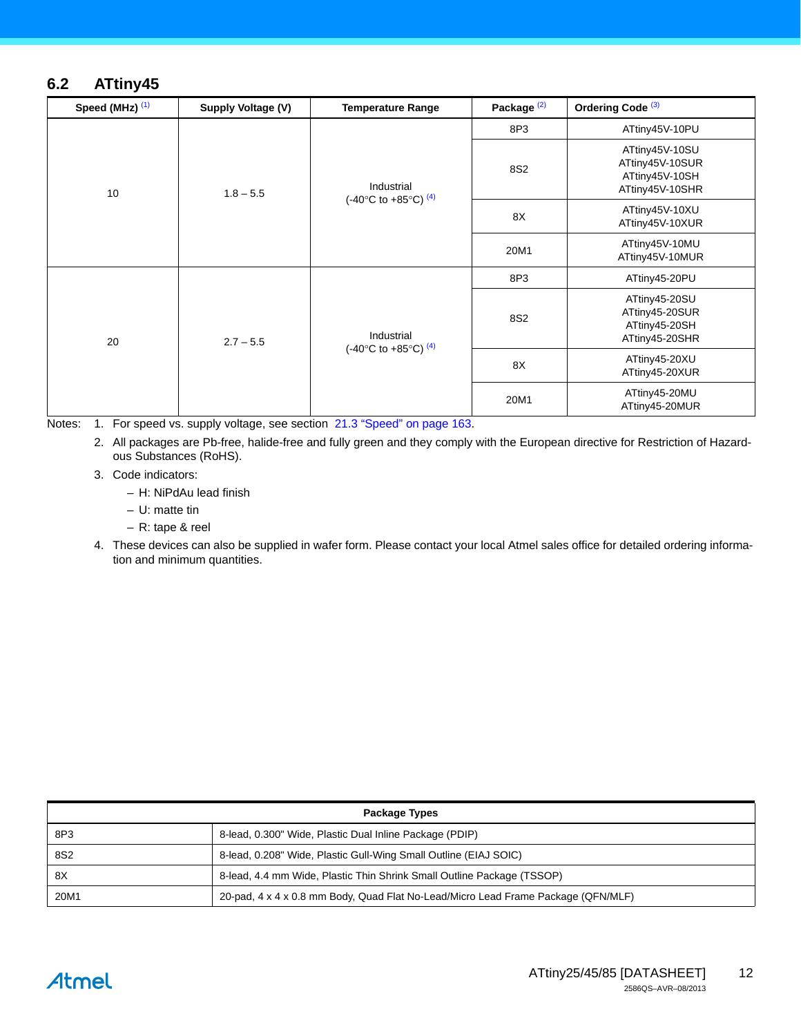## 6.2 ATtiny45

| Speed (MHz) [(1)] | Supply Voltage (V) | Temperature Range | Package [(2)] | Ordering Code [(3)] |
|---|---|---|---|---|
| 10 | 1.8 – 5.5 | Industrial (-40°C to +85°C) [(4)] | 8P3 | ATtiny45V-10PU |
| | | | 8S2 | ATtiny45V-10SU<br>ATtiny45V-10SUR<br>ATtiny45V-10SH<br>ATtiny45V-10SHR |
| | | | 8X | ATtiny45V-10XU<br>ATtiny45V-10XUR |
| | | | 20M1 | ATtiny45V-10MU<br>ATtiny45V-10MUR |
| 20 | 2.7 – 5.5 | Industrial (-40°C to +85°C) [(4)] | 8P3 | ATtiny45-20PU |
| | | | 8S2 | ATtiny45-20SU<br>ATtiny45-20SUR<br>ATtiny45-20SH<br>ATtiny45-20SHR |
| | | | 8X | ATtiny45-20XU<br>ATtiny45-20XUR |
| | | | 20M1 | ATtiny45-20MU<br>ATtiny45-20MUR |

Notes:
1. For speed vs. supply voltage, see section 21.3 "Speed" on page 163.
2. All packages are Pb-free, halide-free and fully green and they comply with the European directive for Restriction of Hazardous Substances (RoHS).
3. Code indicators:
   - H: NiPdAu lead finish
   - U: matte tin
   - R: tape & reel
4. These devices can also be supplied in wafer form. Please contact your local Atmel sales office for detailed ordering information and minimum quantities.

| Package Types | |
|---|---|
| 8P3 | 8-lead, 0.300" Wide, Plastic Dual Inline Package (PDIP) |
| 8S2 | 8-lead, 0.208" Wide, Plastic Gull-Wing Small Outline (EIAJ SOIC) |
| 8X | 8-lead, 4.4 mm Wide, Plastic Thin Shrink Small Outline Package (TSSOP) |
| 20M1 | 20-pad, 4 x 4 x 0.8 mm Body, Quad Flat No-Lead/Micro Lead Frame Package (QFN/MLF) |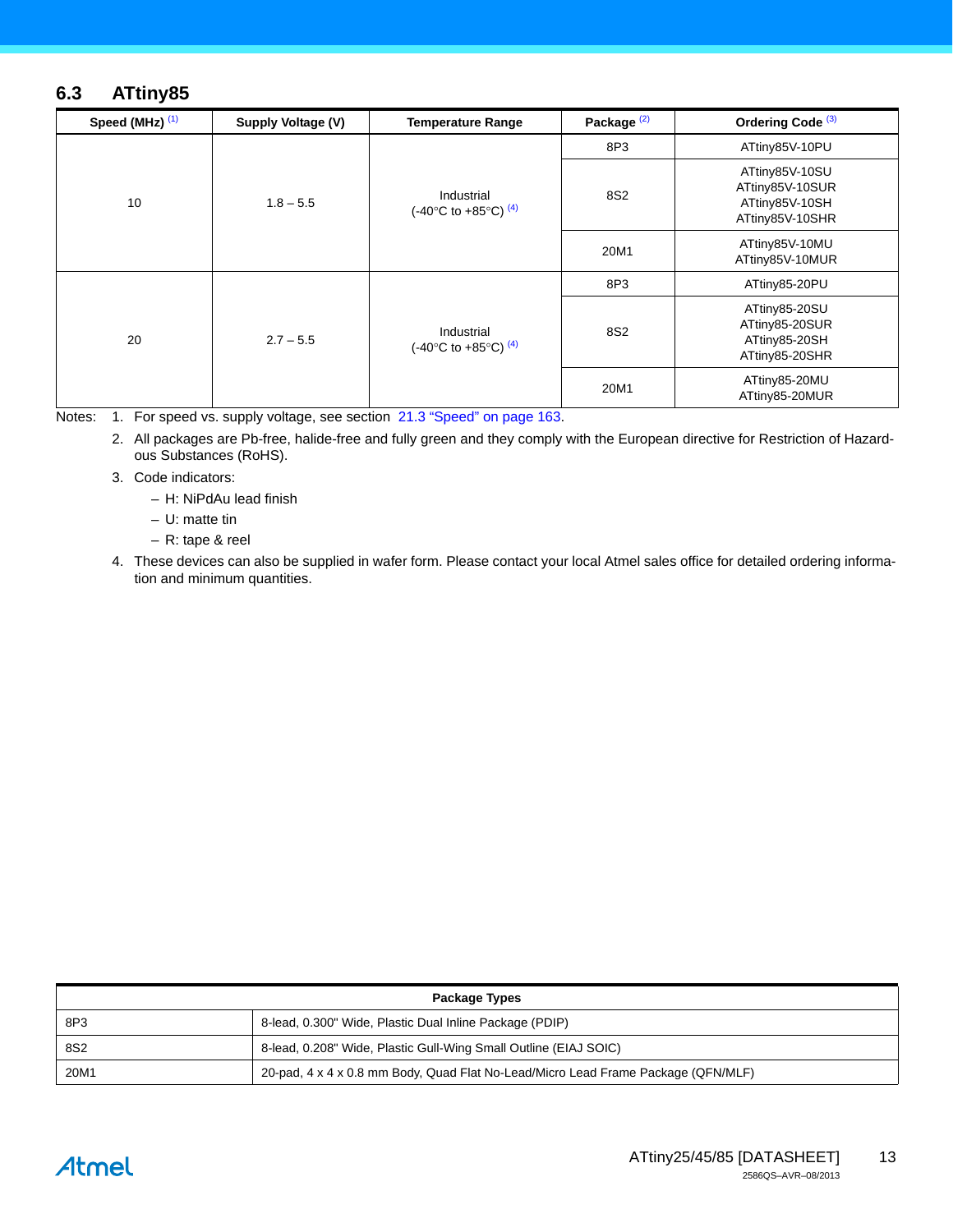## 6.3 ATtiny85

| Speed (MHz) [1] | Supply Voltage (V) | Temperature Range | Package [2] | Ordering Code [3] |
|---|---|---|---|---|
| 10 | 1.8 – 5.5 | Industrial (-40°C to +85°C) [4] | 8P3 | ATtiny85V-10PU |
| | | | 8S2 | ATtiny85V-10SU<br>ATtiny85V-10SUR<br>ATtiny85V-10SH<br>ATtiny85V-10SHR |
| | | | 20M1 | ATtiny85V-10MU<br>ATtiny85V-10MUR |
| 20 | 2.7 – 5.5 | Industrial (-40°C to +85°C) [4] | 8P3 | ATtiny85-20PU |
| | | | 8S2 | ATtiny85-20SU<br>ATtiny85-20SUR<br>ATtiny85-20SH<br>ATtiny85-20SHR |
| | | | 20M1 | ATtiny85-20MU<br>ATtiny85-20MUR |

Notes:
1. For speed vs. supply voltage, see section 21.3 "Speed" on page 163.
2. All packages are Pb-free, halide-free and fully green and they comply with the European directive for Restriction of Hazardous Substances (RoHS).
3. Code indicators:
   - H: NiPdAu lead finish
   - U: matte tin
   - R: tape & reel
4. These devices can also be supplied in wafer form. Please contact your local Atmel sales office for detailed ordering information and minimum quantities.

| Package Types | |
|---|---|
| 8P3 | 8-lead, 0.300" Wide, Plastic Dual Inline Package (PDIP) |
| 8S2 | 8-lead, 0.208" Wide, Plastic Gull-Wing Small Outline (EIAJ SOIC) |
| 20M1 | 20-pad, 4 x 4 x 0.8 mm Body, Quad Flat No-Lead/Micro Lead Frame Package (QFN/MLF) |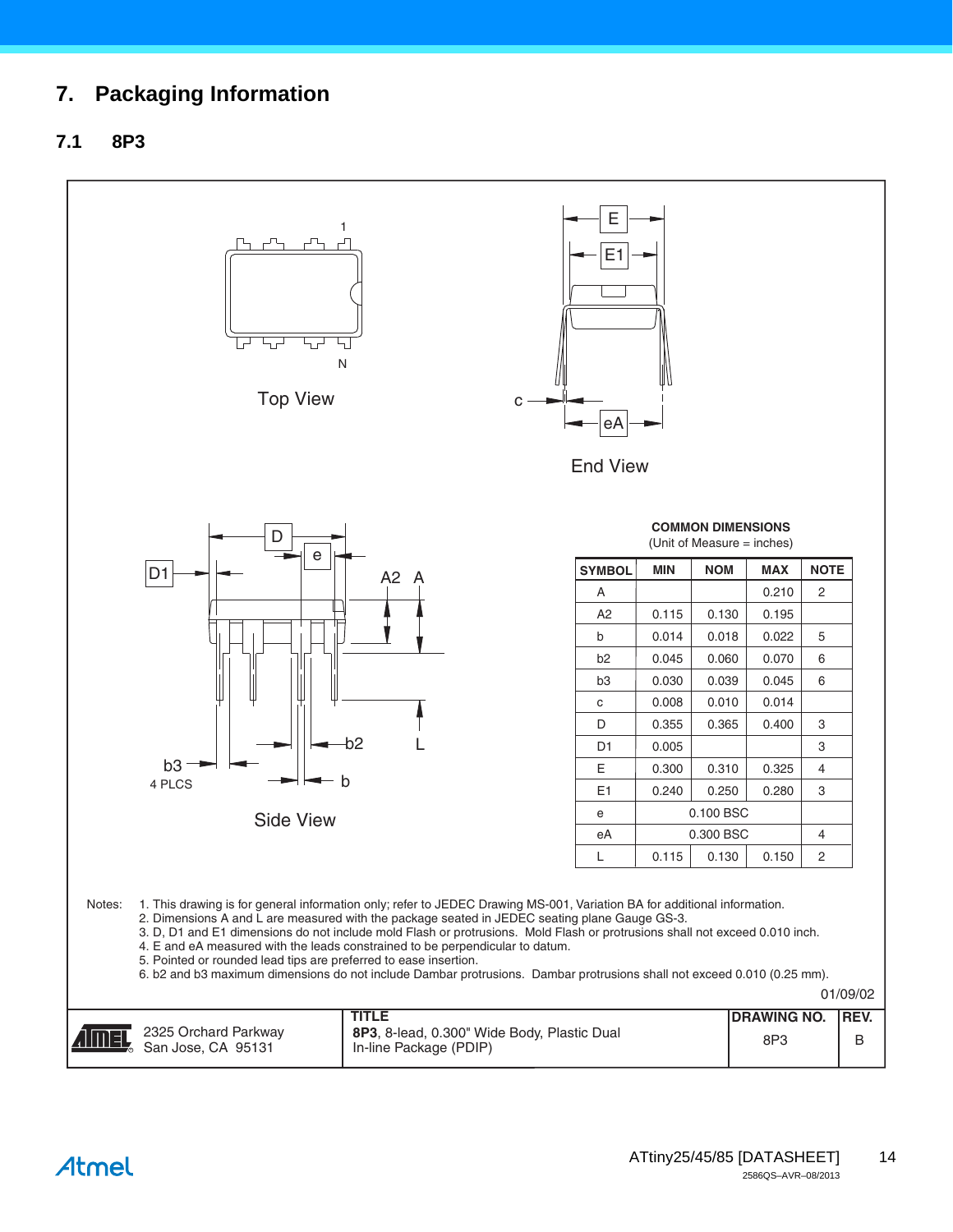# 7. Packaging Information

## 7.1 8P3

Top View

End View

Side View

**COMMON DIMENSIONS**
(Unit of Measure = inches)

| SYMBOL | MIN | NOM | MAX | NOTE |
|---|---|---|---|---|
| A | | | 0.210 | 2 |
| A2 | 0.115 | 0.130 | 0.195 | |
| b | 0.014 | 0.018 | 0.022 | 5 |
| b2 | 0.045 | 0.060 | 0.070 | 6 |
| b3 | 0.030 | 0.039 | 0.045 | 6 |
| c | 0.008 | 0.010 | 0.014 | |
| D | 0.355 | 0.365 | 0.400 | 3 |
| D1 | 0.005 | | | 3 |
| E | 0.300 | 0.310 | 0.325 | 4 |
| E1 | 0.240 | 0.250 | 0.280 | 3 |
| e | 0.100 BSC | | | |
| eA | 0.300 BSC | | | 4 |
| L | 0.115 | 0.130 | 0.150 | 2 |

Notes:
1. This drawing is for general information only; refer to JEDEC Drawing MS-001, Variation BA for additional information.
2. Dimensions A and L are measured with the package seated in JEDEC seating plane Gauge GS-3.
3. D, D1 and E1 dimensions do not include mold Flash or protrusions. Mold Flash or protrusions shall not exceed 0.010 inch.
4. E and eA measured with the leads constrained to be perpendicular to datum.
5. Pointed or rounded lead tips are preferred to ease insertion.
6. b2 and b3 maximum dimensions do not include Dambar protrusions. Dambar protrusions shall not exceed 0.010 (0.25 mm).

01/09/02

| | TITLE | DRAWING NO. | REV. |
|---|---|---|---|
| 2325 Orchard Parkway San Jose, CA 95131 | **8P3**, 8-lead, 0.300" Wide Body, Plastic Dual In-line Package (PDIP) | 8P3 | B |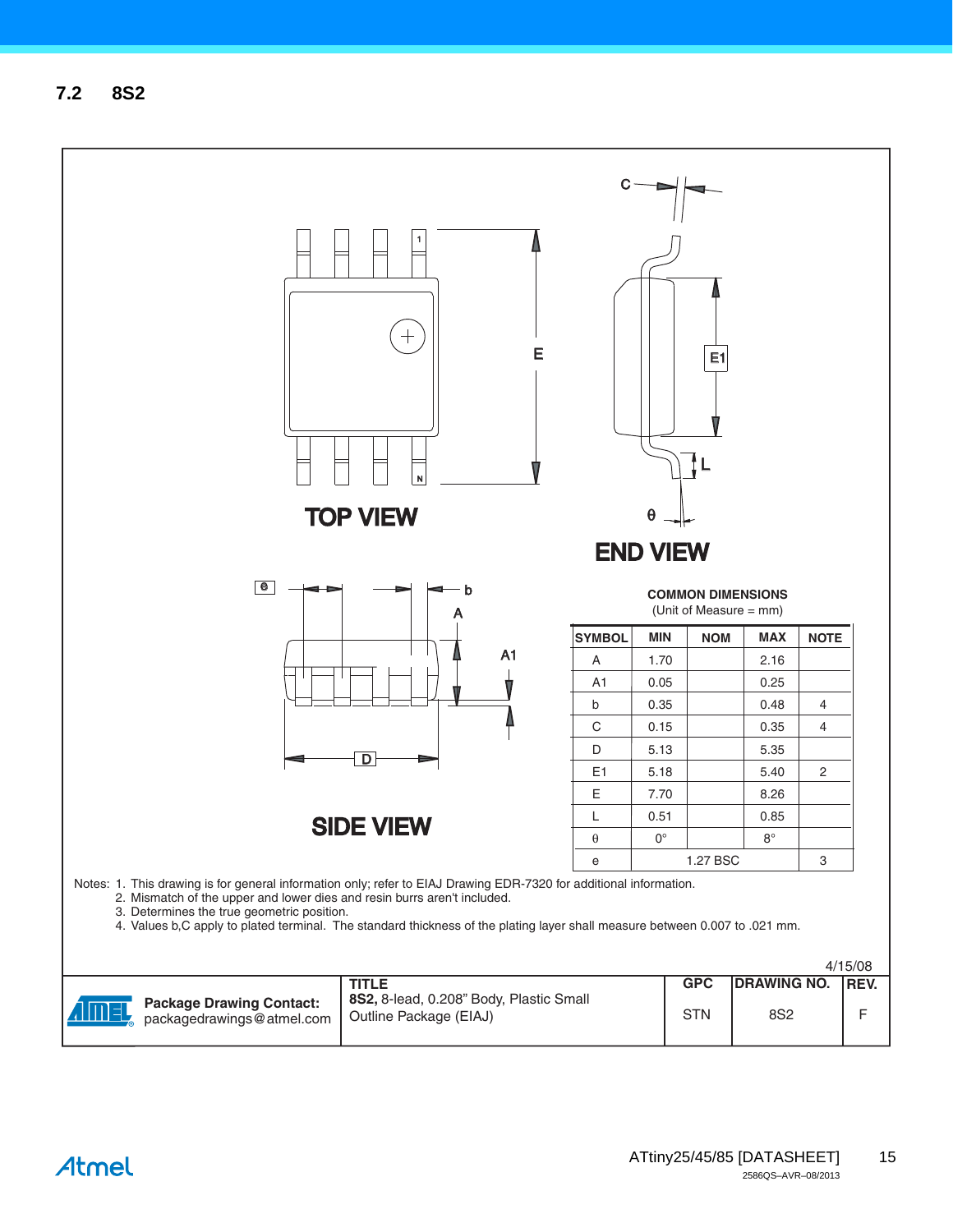## 7.2 8S2

TOP VIEW

END VIEW

SIDE VIEW

**COMMON DIMENSIONS**
(Unit of Measure = mm)

| SYMBOL | MIN | NOM | MAX | NOTE |
|---|---|---|---|---|
| A | 1.70 | | 2.16 | |
| A1 | 0.05 | | 0.25 | |
| b | 0.35 | | 0.48 | 4 |
| C | 0.15 | | 0.35 | 4 |
| D | 5.13 | | 5.35 | |
| E1 | 5.18 | | 5.40 | 2 |
| E | 7.70 | | 8.26 | |
| L | 0.51 | | 0.85 | |
| θ | 0° | | 8° | |
| e | | 1.27 BSC | | 3 |

Notes:
1. This drawing is for general information only; refer to EIAJ Drawing EDR-7320 for additional information.
2. Mismatch of the upper and lower dies and resin burrs aren't included.
3. Determines the true geometric position.
4. Values b,C apply to plated terminal. The standard thickness of the plating layer shall measure between 0.007 to .021 mm.

4/15/08

| Package Drawing Contact: packagedrawings@atmel.com | TITLE **8S2,** 8-lead, 0.208" Body, Plastic Small Outline Package (EIAJ) | GPC | DRAWING NO. | REV. |
|---|---|---|---|---|
| | | STN | 8S2 | F |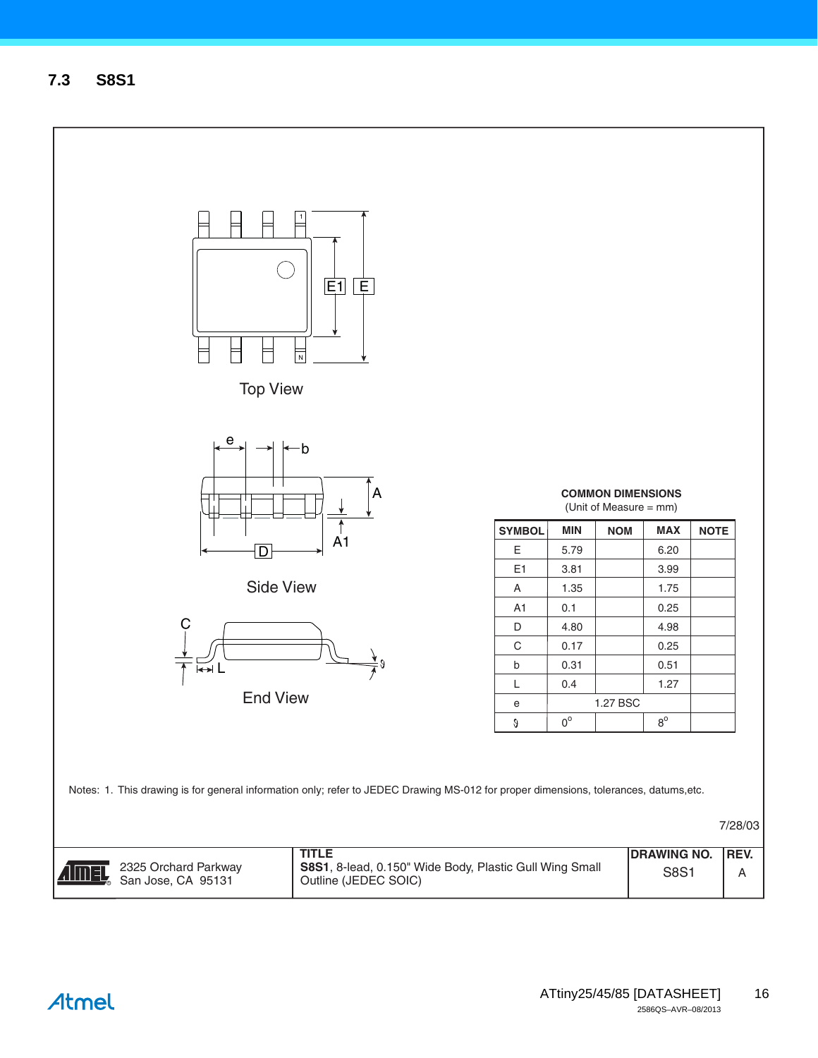## 7.3 S8S1

Top View

Side View

End View

**COMMON DIMENSIONS**
(Unit of Measure = mm)

| SYMBOL | MIN | NOM | MAX | NOTE |
|---|---|---|---|---|
| E | 5.79 | | 6.20 | |
| E1 | 3.81 | | 3.99 | |
| A | 1.35 | | 1.75 | |
| A1 | 0.1 | | 0.25 | |
| D | 4.80 | | 4.98 | |
| C | 0.17 | | 0.25 | |
| b | 0.31 | | 0.51 | |
| L | 0.4 | | 1.27 | |
| e | | 1.27 BSC | | |
| ϑ | 0° | | 8° | |

Notes: 1. This drawing is for general information only; refer to JEDEC Drawing MS-012 for proper dimensions, tolerances, datums,etc.

7/28/03

| 2325 Orchard Parkway San Jose, CA 95131 | TITLE **S8S1**, 8-lead, 0.150" Wide Body, Plastic Gull Wing Small Outline (JEDEC SOIC) | DRAWING NO. S8S1 | REV. A |
|---|---|---|---|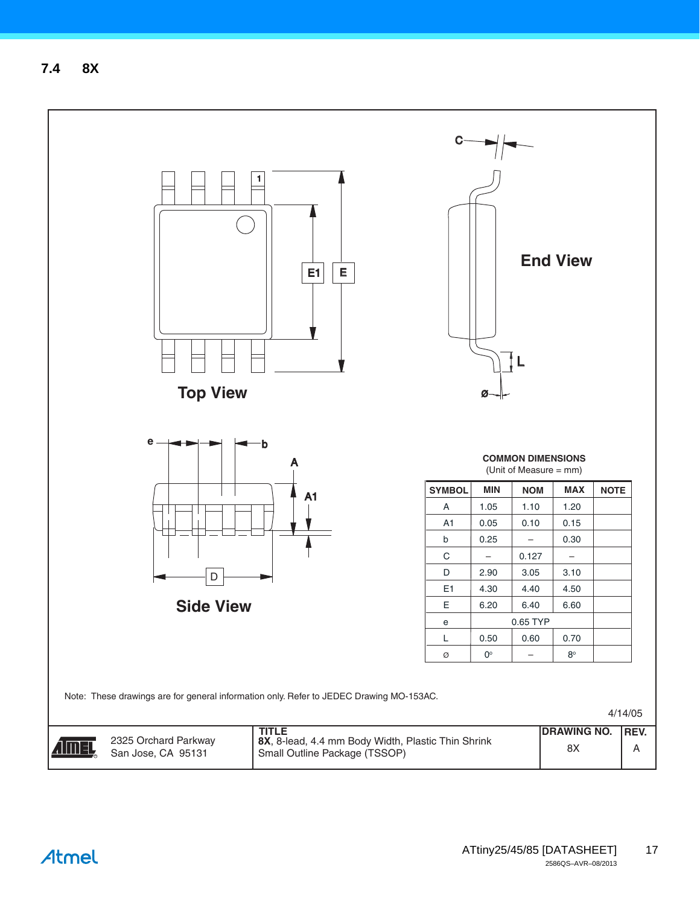## 7.4 8X

Top View

End View

Side View

**COMMON DIMENSIONS**
(Unit of Measure = mm)

| SYMBOL | MIN | NOM | MAX | NOTE |
|---|---|---|---|---|
| A | 1.05 | 1.10 | 1.20 | |
| A1 | 0.05 | 0.10 | 0.15 | |
| b | 0.25 | – | 0.30 | |
| C | – | 0.127 | – | |
| D | 2.90 | 3.05 | 3.10 | |
| E1 | 4.30 | 4.40 | 4.50 | |
| E | 6.20 | 6.40 | 6.60 | |
| e | | 0.65 TYP | | |
| L | 0.50 | 0.60 | 0.70 | |
| ø | 0° | – | 8° | |

Note: These drawings are for general information only. Refer to JEDEC Drawing MO-153AC.

4/14/05

| | TITLE | DRAWING NO. | REV. |
|---|---|---|---|
| 2325 Orchard Parkway<br>San Jose, CA 95131 | **8X**, 8-lead, 4.4 mm Body Width, Plastic Thin Shrink Small Outline Package (TSSOP) | 8X | A |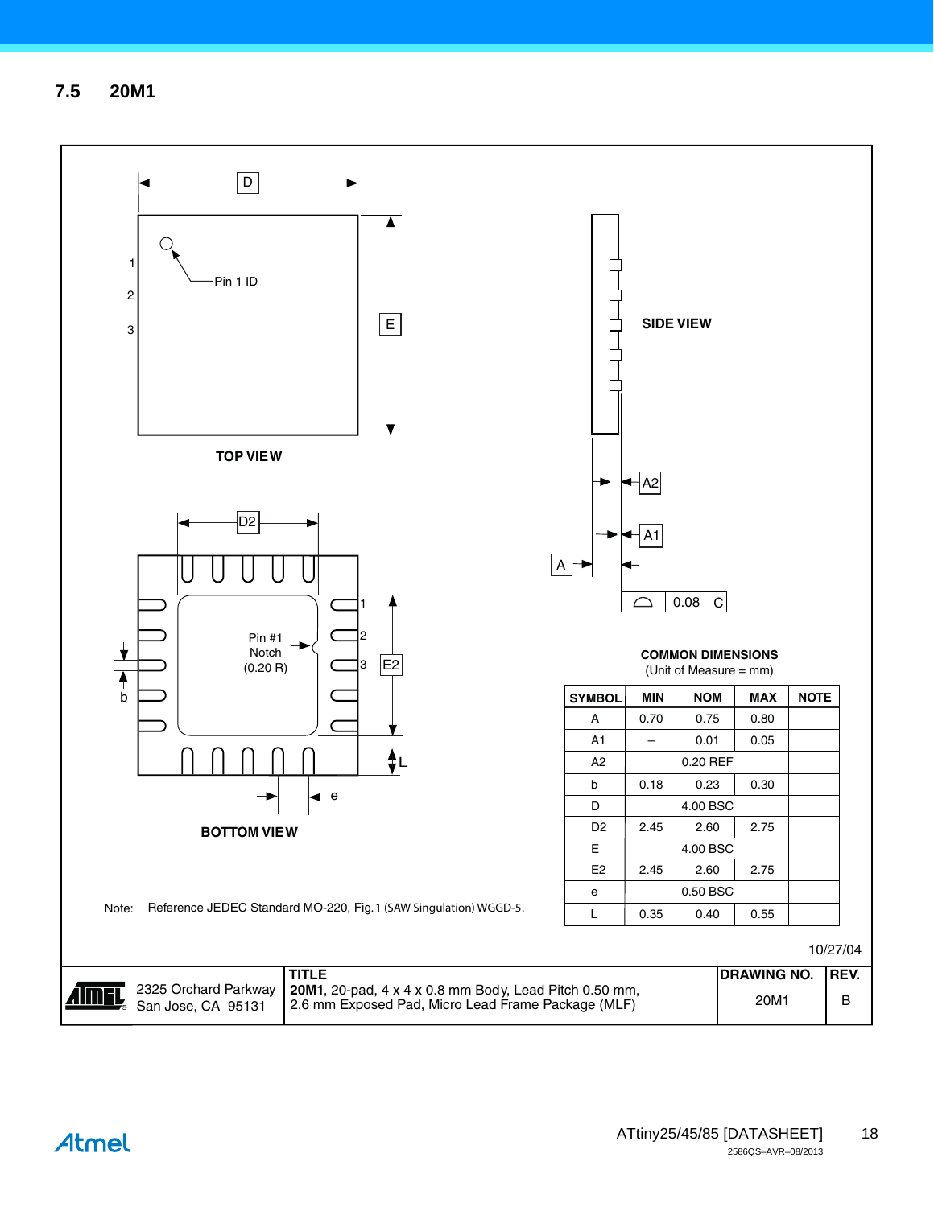## 7.5 20M1

TOP VIEW

SIDE VIEW

BOTTOM VIEW

Pin 1 ID

Pin #1 Notch (0.20 R)

0.08 C

**COMMON DIMENSIONS**
(Unit of Measure = mm)

| SYMBOL | MIN | NOM | MAX | NOTE |
|---|---|---|---|---|
| A | 0.70 | 0.75 | 0.80 | |
| A1 | – | 0.01 | 0.05 | |
| A2 | | 0.20 REF | | |
| b | 0.18 | 0.23 | 0.30 | |
| D | | 4.00 BSC | | |
| D2 | 2.45 | 2.60 | 2.75 | |
| E | | 4.00 BSC | | |
| E2 | 2.45 | 2.60 | 2.75 | |
| e | | 0.50 BSC | | |
| L | 0.35 | 0.40 | 0.55 | |

Note: Reference JEDEC Standard MO-220, Fig. 1 (SAW Singulation) WGGD-5.

10/27/04

| | TITLE | DRAWING NO. | REV. |
|---|---|---|---|
| 2325 Orchard Parkway San Jose, CA 95131 | **20M1**, 20-pad, 4 x 4 x 0.8 mm Body, Lead Pitch 0.50 mm, 2.6 mm Exposed Pad, Micro Lead Frame Package (MLF) | 20M1 | B |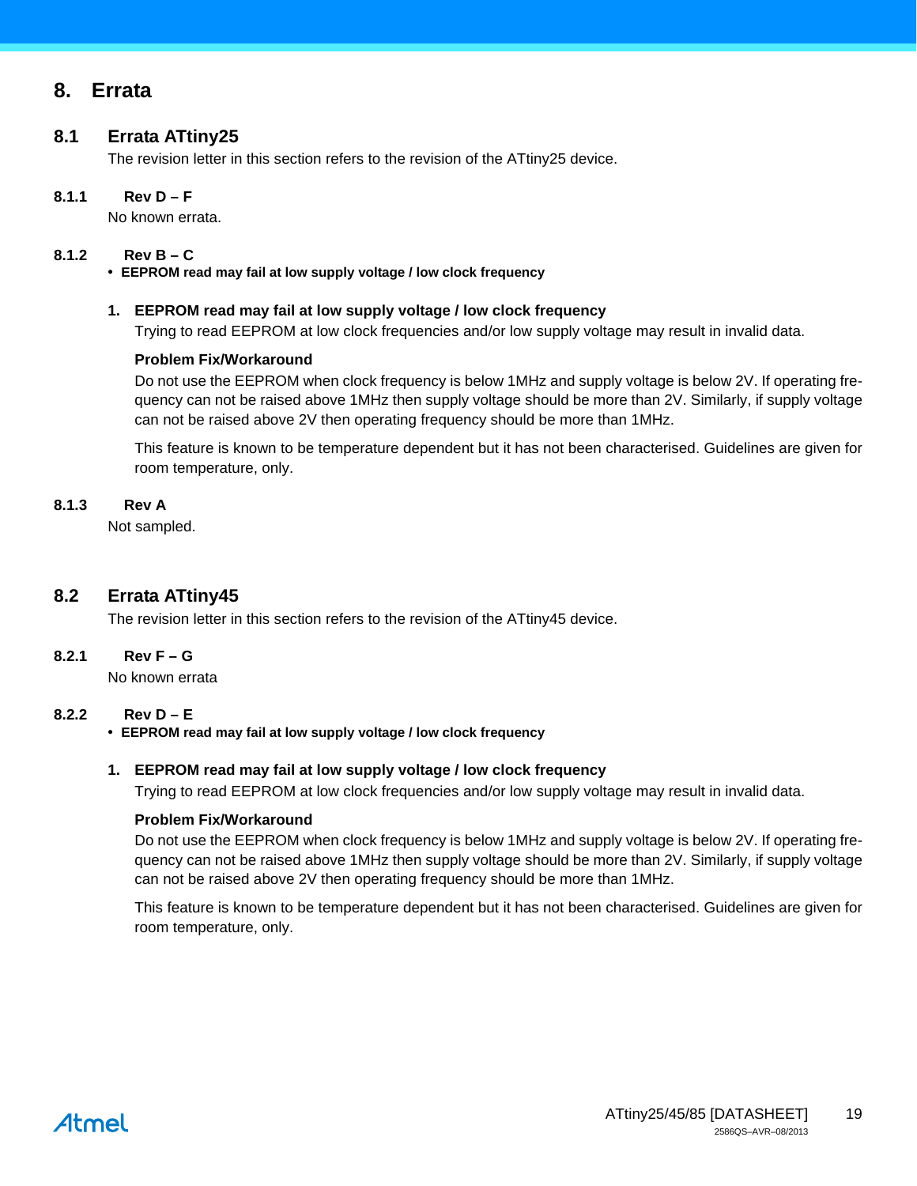# 8. Errata

## 8.1 Errata ATtiny25

The revision letter in this section refers to the revision of the ATtiny25 device.

### 8.1.1 Rev D – F

No known errata.

### 8.1.2 Rev B – C

- **EEPROM read may fail at low supply voltage / low clock frequency**

**1. EEPROM read may fail at low supply voltage / low clock frequency**

Trying to read EEPROM at low clock frequencies and/or low supply voltage may result in invalid data.

**Problem Fix/Workaround**

Do not use the EEPROM when clock frequency is below 1MHz and supply voltage is below 2V. If operating frequency can not be raised above 1MHz then supply voltage should be more than 2V. Similarly, if supply voltage can not be raised above 2V then operating frequency should be more than 1MHz.

This feature is known to be temperature dependent but it has not been characterised. Guidelines are given for room temperature, only.

### 8.1.3 Rev A

Not sampled.

## 8.2 Errata ATtiny45

The revision letter in this section refers to the revision of the ATtiny45 device.

### 8.2.1 Rev F – G

No known errata

### 8.2.2 Rev D – E

- **EEPROM read may fail at low supply voltage / low clock frequency**

**1. EEPROM read may fail at low supply voltage / low clock frequency**

Trying to read EEPROM at low clock frequencies and/or low supply voltage may result in invalid data.

**Problem Fix/Workaround**

Do not use the EEPROM when clock frequency is below 1MHz and supply voltage is below 2V. If operating frequency can not be raised above 1MHz then supply voltage should be more than 2V. Similarly, if supply voltage can not be raised above 2V then operating frequency should be more than 1MHz.

This feature is known to be temperature dependent but it has not been characterised. Guidelines are given for room temperature, only.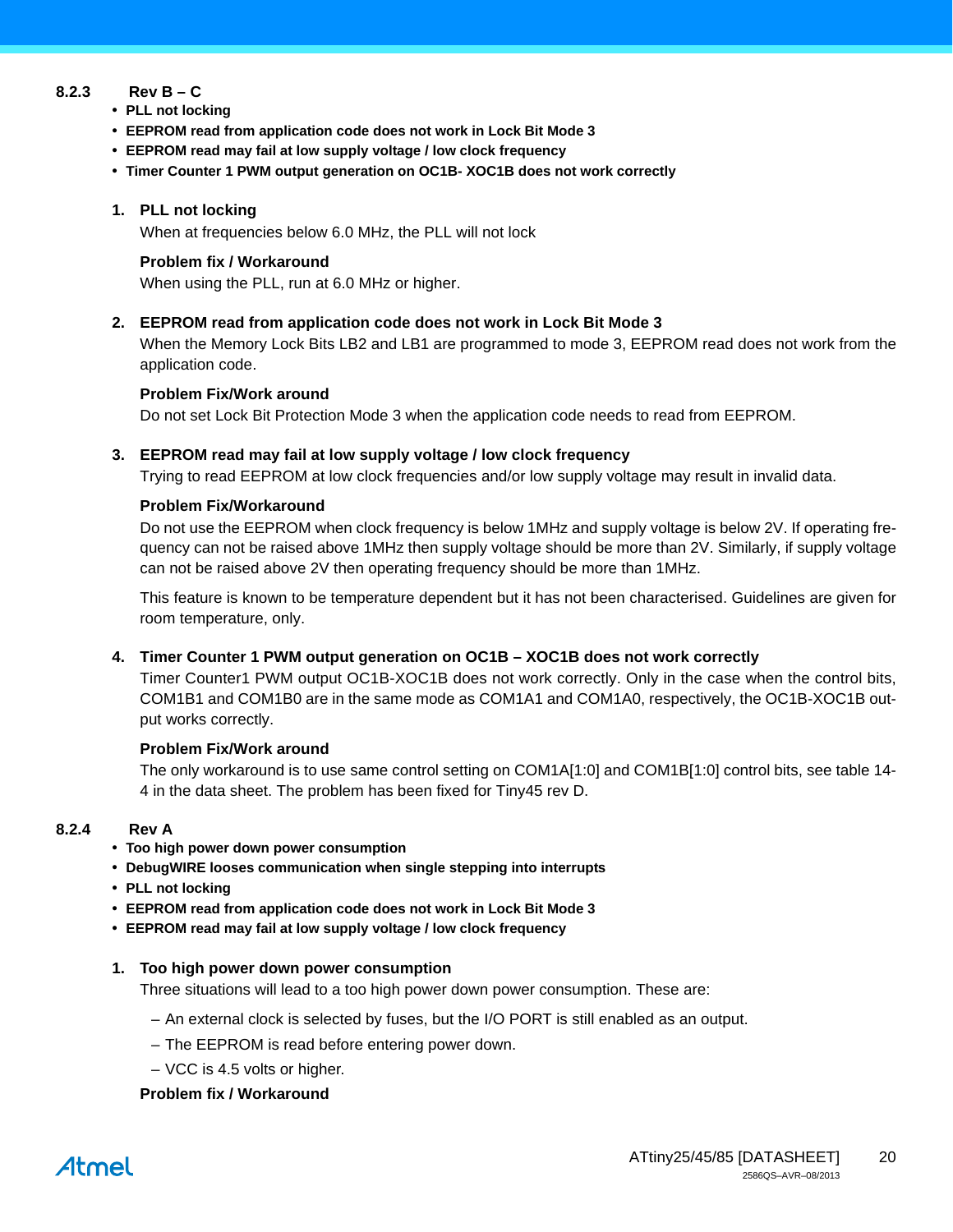### 8.2.3 Rev B – C

- **PLL not locking**
- **EEPROM read from application code does not work in Lock Bit Mode 3**
- **EEPROM read may fail at low supply voltage / low clock frequency**
- **Timer Counter 1 PWM output generation on OC1B- XOC1B does not work correctly**

**1. PLL not locking**

When at frequencies below 6.0 MHz, the PLL will not lock

**Problem fix / Workaround**

When using the PLL, run at 6.0 MHz or higher.

**2. EEPROM read from application code does not work in Lock Bit Mode 3**

When the Memory Lock Bits LB2 and LB1 are programmed to mode 3, EEPROM read does not work from the application code.

**Problem Fix/Work around**

Do not set Lock Bit Protection Mode 3 when the application code needs to read from EEPROM.

**3. EEPROM read may fail at low supply voltage / low clock frequency**

Trying to read EEPROM at low clock frequencies and/or low supply voltage may result in invalid data.

**Problem Fix/Workaround**

Do not use the EEPROM when clock frequency is below 1MHz and supply voltage is below 2V. If operating frequency can not be raised above 1MHz then supply voltage should be more than 2V. Similarly, if supply voltage can not be raised above 2V then operating frequency should be more than 1MHz.

This feature is known to be temperature dependent but it has not been characterised. Guidelines are given for room temperature, only.

**4. Timer Counter 1 PWM output generation on OC1B – XOC1B does not work correctly**

Timer Counter1 PWM output OC1B-XOC1B does not work correctly. Only in the case when the control bits, COM1B1 and COM1B0 are in the same mode as COM1A1 and COM1A0, respectively, the OC1B-XOC1B output works correctly.

**Problem Fix/Work around**

The only workaround is to use same control setting on COM1A[1:0] and COM1B[1:0] control bits, see table 14-4 in the data sheet. The problem has been fixed for Tiny45 rev D.

### 8.2.4 Rev A

- **Too high power down power consumption**
- **DebugWIRE looses communication when single stepping into interrupts**
- **PLL not locking**
- **EEPROM read from application code does not work in Lock Bit Mode 3**
- **EEPROM read may fail at low supply voltage / low clock frequency**

**1. Too high power down power consumption**

Three situations will lead to a too high power down power consumption. These are:

– An external clock is selected by fuses, but the I/O PORT is still enabled as an output.

– The EEPROM is read before entering power down.

– VCC is 4.5 volts or higher.

**Problem fix / Workaround**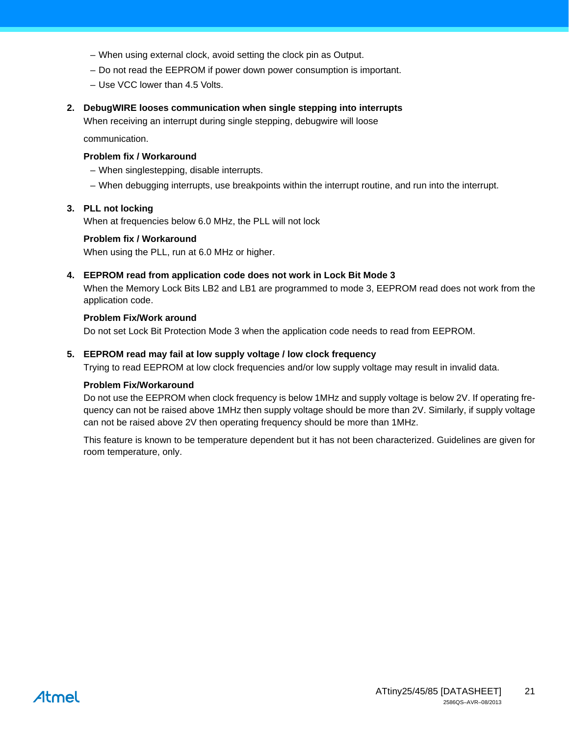– When using external clock, avoid setting the clock pin as Output.

– Do not read the EEPROM if power down power consumption is important.

– Use VCC lower than 4.5 Volts.

**2. DebugWIRE looses communication when single stepping into interrupts**

When receiving an interrupt during single stepping, debugwire will loose

communication.

**Problem fix / Workaround**

– When singlestepping, disable interrupts.

– When debugging interrupts, use breakpoints within the interrupt routine, and run into the interrupt.

**3. PLL not locking**

When at frequencies below 6.0 MHz, the PLL will not lock

**Problem fix / Workaround**

When using the PLL, run at 6.0 MHz or higher.

**4. EEPROM read from application code does not work in Lock Bit Mode 3**

When the Memory Lock Bits LB2 and LB1 are programmed to mode 3, EEPROM read does not work from the application code.

**Problem Fix/Work around**

Do not set Lock Bit Protection Mode 3 when the application code needs to read from EEPROM.

**5. EEPROM read may fail at low supply voltage / low clock frequency**

Trying to read EEPROM at low clock frequencies and/or low supply voltage may result in invalid data.

**Problem Fix/Workaround**

Do not use the EEPROM when clock frequency is below 1MHz and supply voltage is below 2V. If operating frequency can not be raised above 1MHz then supply voltage should be more than 2V. Similarly, if supply voltage can not be raised above 2V then operating frequency should be more than 1MHz.

This feature is known to be temperature dependent but it has not been characterized. Guidelines are given for room temperature, only.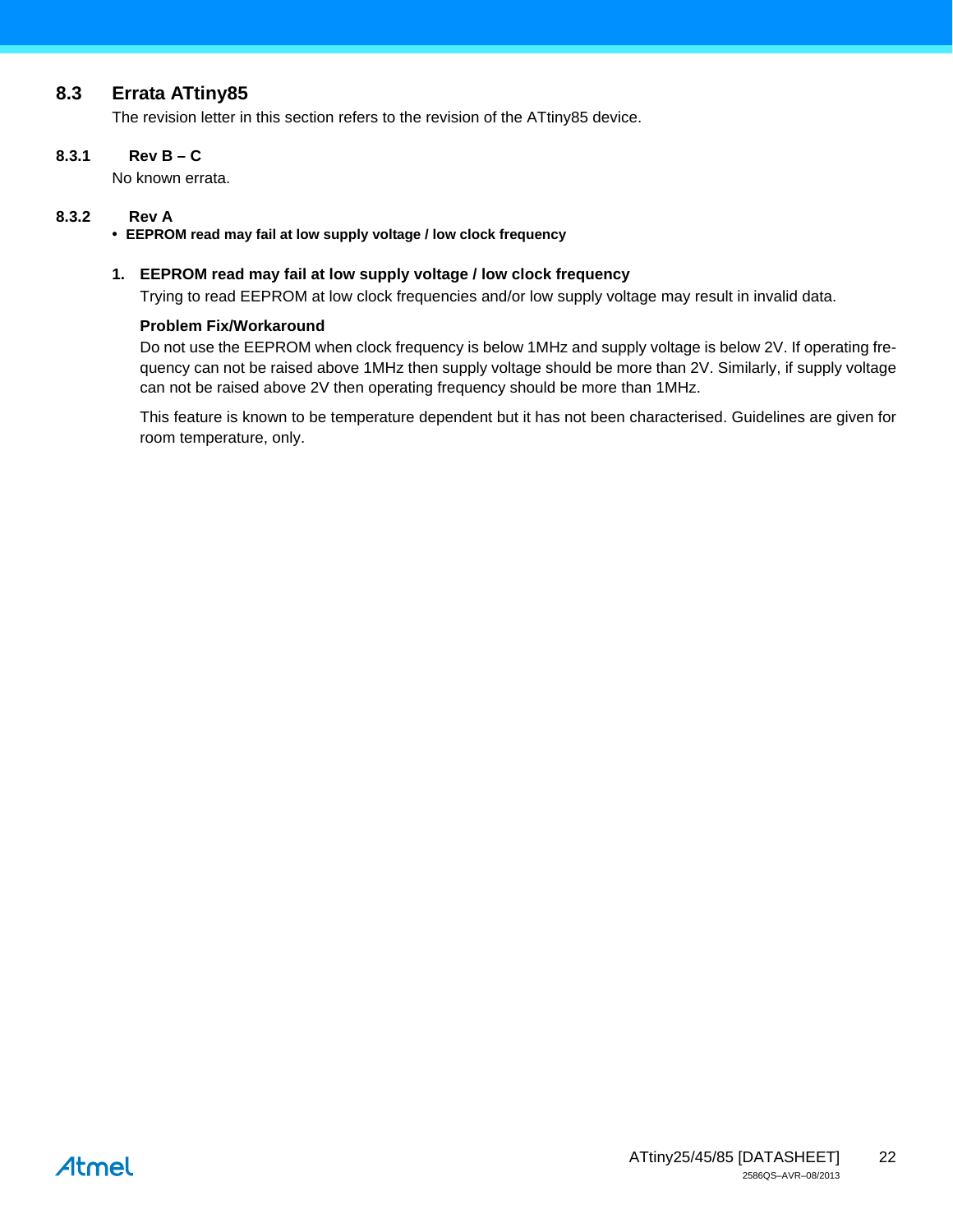## 8.3 Errata ATtiny85

The revision letter in this section refers to the revision of the ATtiny85 device.

### 8.3.1 Rev B – C

No known errata.

### 8.3.2 Rev A

- **EEPROM read may fail at low supply voltage / low clock frequency**

**1. EEPROM read may fail at low supply voltage / low clock frequency**

Trying to read EEPROM at low clock frequencies and/or low supply voltage may result in invalid data.

**Problem Fix/Workaround**

Do not use the EEPROM when clock frequency is below 1MHz and supply voltage is below 2V. If operating frequency can not be raised above 1MHz then supply voltage should be more than 2V. Similarly, if supply voltage can not be raised above 2V then operating frequency should be more than 1MHz.

This feature is known to be temperature dependent but it has not been characterised. Guidelines are given for room temperature, only.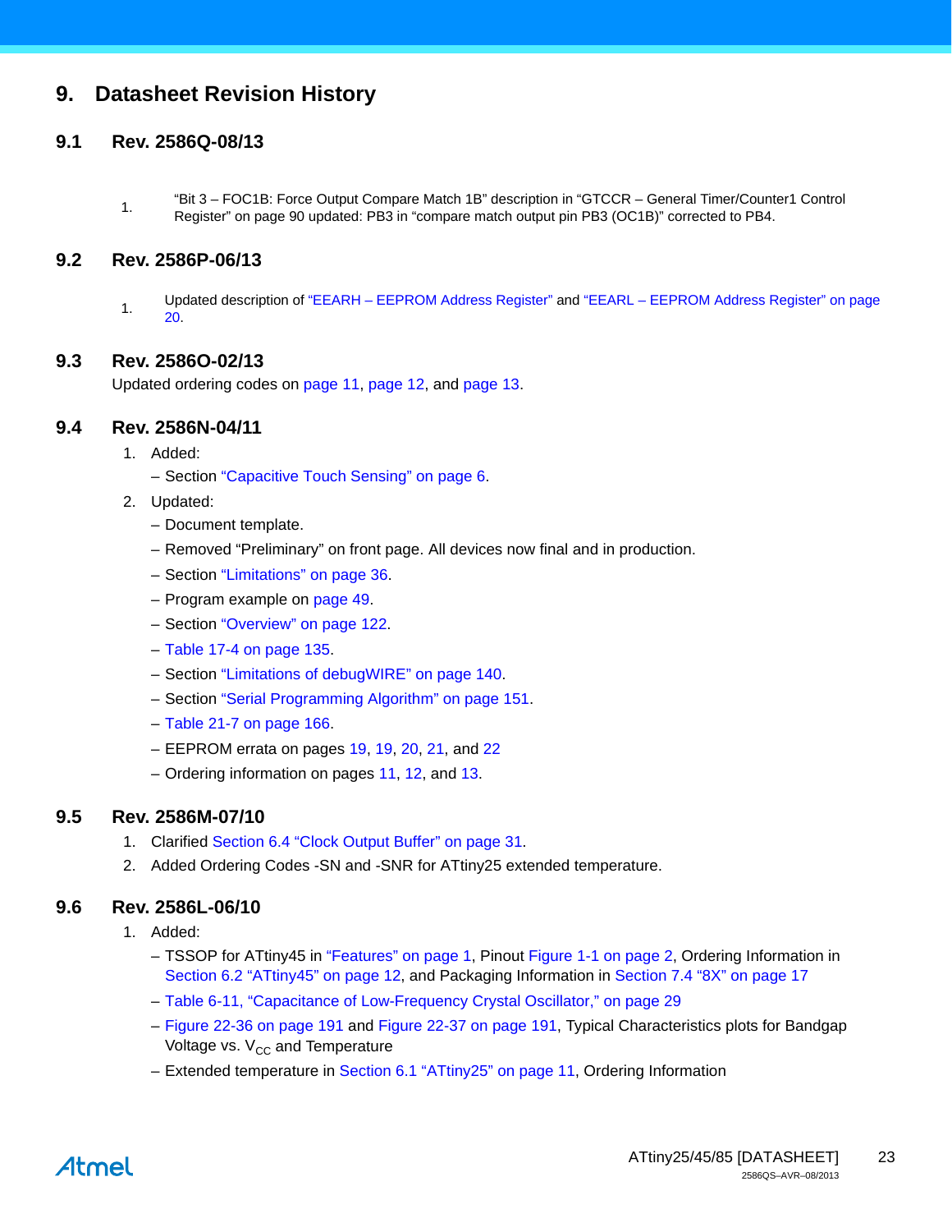# 9. Datasheet Revision History

## 9.1 Rev. 2586Q-08/13

1. “Bit 3 – FOC1B: Force Output Compare Match 1B” description in “GTCCR – General Timer/Counter1 Control Register” on page 90 updated: PB3 in “compare match output pin PB3 (OC1B)” corrected to PB4.

## 9.2 Rev. 2586P-06/13

1. Updated description of “EEARH – EEPROM Address Register” and “EEARL – EEPROM Address Register” on page 20.

## 9.3 Rev. 2586O-02/13

Updated ordering codes on page 11, page 12, and page 13.

## 9.4 Rev. 2586N-04/11

1. Added:
   - Section “Capacitive Touch Sensing” on page 6.
2. Updated:
   - Document template.
   - Removed “Preliminary” on front page. All devices now final and in production.
   - Section “Limitations” on page 36.
   - Program example on page 49.
   - Section “Overview” on page 122.
   - Table 17-4 on page 135.
   - Section “Limitations of debugWIRE” on page 140.
   - Section “Serial Programming Algorithm” on page 151.
   - Table 21-7 on page 166.
   - EEPROM errata on pages 19, 19, 20, 21, and 22
   - Ordering information on pages 11, 12, and 13.

## 9.5 Rev. 2586M-07/10

1. Clarified Section 6.4 “Clock Output Buffer” on page 31.
2. Added Ordering Codes -SN and -SNR for ATtiny25 extended temperature.

## 9.6 Rev. 2586L-06/10

1. Added:
   - TSSOP for ATtiny45 in “Features” on page 1, Pinout Figure 1-1 on page 2, Ordering Information in Section 6.2 “ATtiny45” on page 12, and Packaging Information in Section 7.4 “8X” on page 17
   - Table 6-11, “Capacitance of Low-Frequency Crystal Oscillator,” on page 29
   - Figure 22-36 on page 191 and Figure 22-37 on page 191, Typical Characteristics plots for Bandgap Voltage vs. $V_{CC}$ and Temperature
   - Extended temperature in Section 6.1 “ATtiny25” on page 11, Ordering Information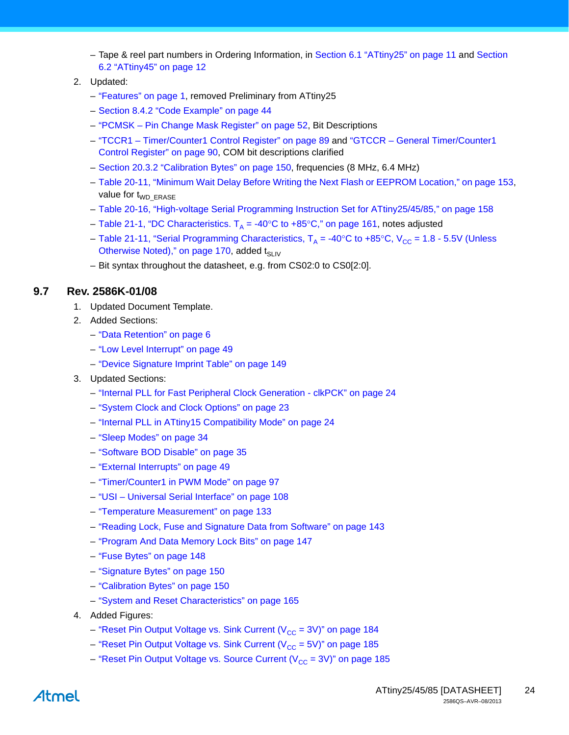– Tape & reel part numbers in Ordering Information, in Section 6.1 “ATtiny25” on page 11 and Section 6.2 “ATtiny45” on page 12

2. Updated:
   – “Features” on page 1, removed Preliminary from ATtiny25
   – Section 8.4.2 “Code Example” on page 44
   – “PCMSK – Pin Change Mask Register” on page 52, Bit Descriptions
   – “TCCR1 – Timer/Counter1 Control Register” on page 89 and “GTCCR – General Timer/Counter1 Control Register” on page 90, COM bit descriptions clarified
   – Section 20.3.2 “Calibration Bytes” on page 150, frequencies (8 MHz, 6.4 MHz)
   – Table 20-11, “Minimum Wait Delay Before Writing the Next Flash or EEPROM Location,” on page 153, value for $t_{WD\_ERASE}$
   – Table 20-16, “High-voltage Serial Programming Instruction Set for ATtiny25/45/85,” on page 158
   – Table 21-1, “DC Characteristics. $T_A$ = -40°C to +85°C,” on page 161, notes adjusted
   – Table 21-11, “Serial Programming Characteristics, $T_A$ = -40°C to +85°C, $V_{CC}$ = 1.8 - 5.5V (Unless Otherwise Noted),” on page 170, added $t_{SLIV}$
   – Bit syntax throughout the datasheet, e.g. from CS02:0 to CS0[2:0].

## 9.7 Rev. 2586K-01/08

1. Updated Document Template.
2. Added Sections:
   – “Data Retention” on page 6
   – “Low Level Interrupt” on page 49
   – “Device Signature Imprint Table” on page 149
3. Updated Sections:
   – “Internal PLL for Fast Peripheral Clock Generation - clkPCK” on page 24
   – “System Clock and Clock Options” on page 23
   – “Internal PLL in ATtiny15 Compatibility Mode” on page 24
   – “Sleep Modes” on page 34
   – “Software BOD Disable” on page 35
   – “External Interrupts” on page 49
   – “Timer/Counter1 in PWM Mode” on page 97
   – “USI – Universal Serial Interface” on page 108
   – “Temperature Measurement” on page 133
   – “Reading Lock, Fuse and Signature Data from Software” on page 143
   – “Program And Data Memory Lock Bits” on page 147
   – “Fuse Bytes” on page 148
   – “Signature Bytes” on page 150
   – “Calibration Bytes” on page 150
   – “System and Reset Characteristics” on page 165
4. Added Figures:
   – “Reset Pin Output Voltage vs. Sink Current ($V_{CC}$ = 3V)” on page 184
   – “Reset Pin Output Voltage vs. Sink Current ($V_{CC}$ = 5V)” on page 185
   – “Reset Pin Output Voltage vs. Source Current ($V_{CC}$ = 3V)” on page 185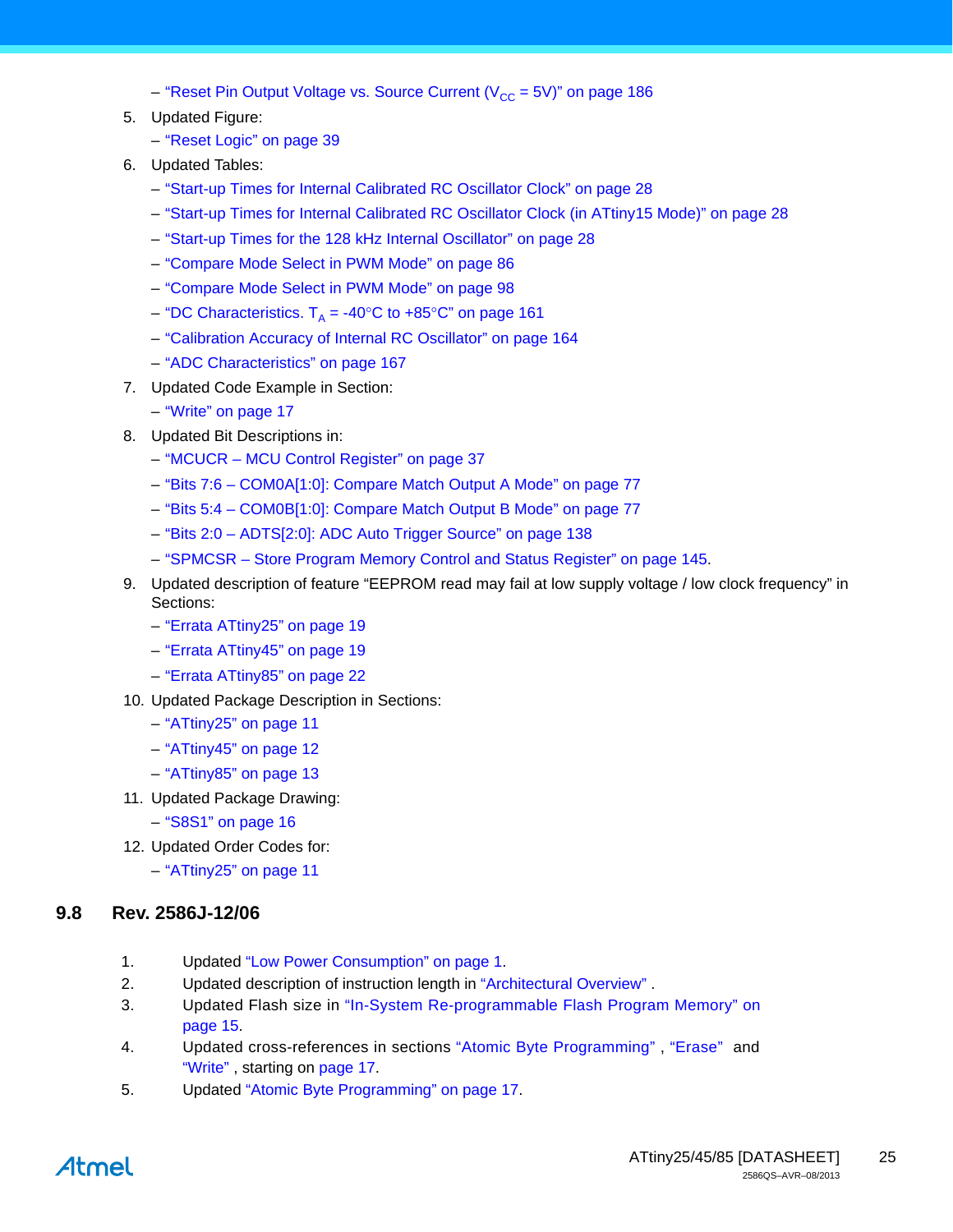– “Reset Pin Output Voltage vs. Source Current ($V_{CC}$ = 5V)” on page 186

5. Updated Figure:
   – “Reset Logic” on page 39
6. Updated Tables:
   – “Start-up Times for Internal Calibrated RC Oscillator Clock” on page 28
   – “Start-up Times for Internal Calibrated RC Oscillator Clock (in ATtiny15 Mode)” on page 28
   – “Start-up Times for the 128 kHz Internal Oscillator” on page 28
   – “Compare Mode Select in PWM Mode” on page 86
   – “Compare Mode Select in PWM Mode” on page 98
   – “DC Characteristics. $T_A$ = -40°C to +85°C” on page 161
   – “Calibration Accuracy of Internal RC Oscillator” on page 164
   – “ADC Characteristics” on page 167
7. Updated Code Example in Section:
   – “Write” on page 17
8. Updated Bit Descriptions in:
   – “MCUCR – MCU Control Register” on page 37
   – “Bits 7:6 – COM0A[1:0]: Compare Match Output A Mode” on page 77
   – “Bits 5:4 – COM0B[1:0]: Compare Match Output B Mode” on page 77
   – “Bits 2:0 – ADTS[2:0]: ADC Auto Trigger Source” on page 138
   – “SPMCSR – Store Program Memory Control and Status Register” on page 145.
9. Updated description of feature “EEPROM read may fail at low supply voltage / low clock frequency” in Sections:
   – “Errata ATtiny25” on page 19
   – “Errata ATtiny45” on page 19
   – “Errata ATtiny85” on page 22
10. Updated Package Description in Sections:
    – “ATtiny25” on page 11
    – “ATtiny45” on page 12
    – “ATtiny85” on page 13
11. Updated Package Drawing:
    – “S8S1” on page 16
12. Updated Order Codes for:
    – “ATtiny25” on page 11

## 9.8 Rev. 2586J-12/06

1. Updated “Low Power Consumption” on page 1.
2. Updated description of instruction length in “Architectural Overview” .
3. Updated Flash size in “In-System Re-programmable Flash Program Memory” on page 15.
4. Updated cross-references in sections “Atomic Byte Programming” , “Erase” and “Write” , starting on page 17.
5. Updated “Atomic Byte Programming” on page 17.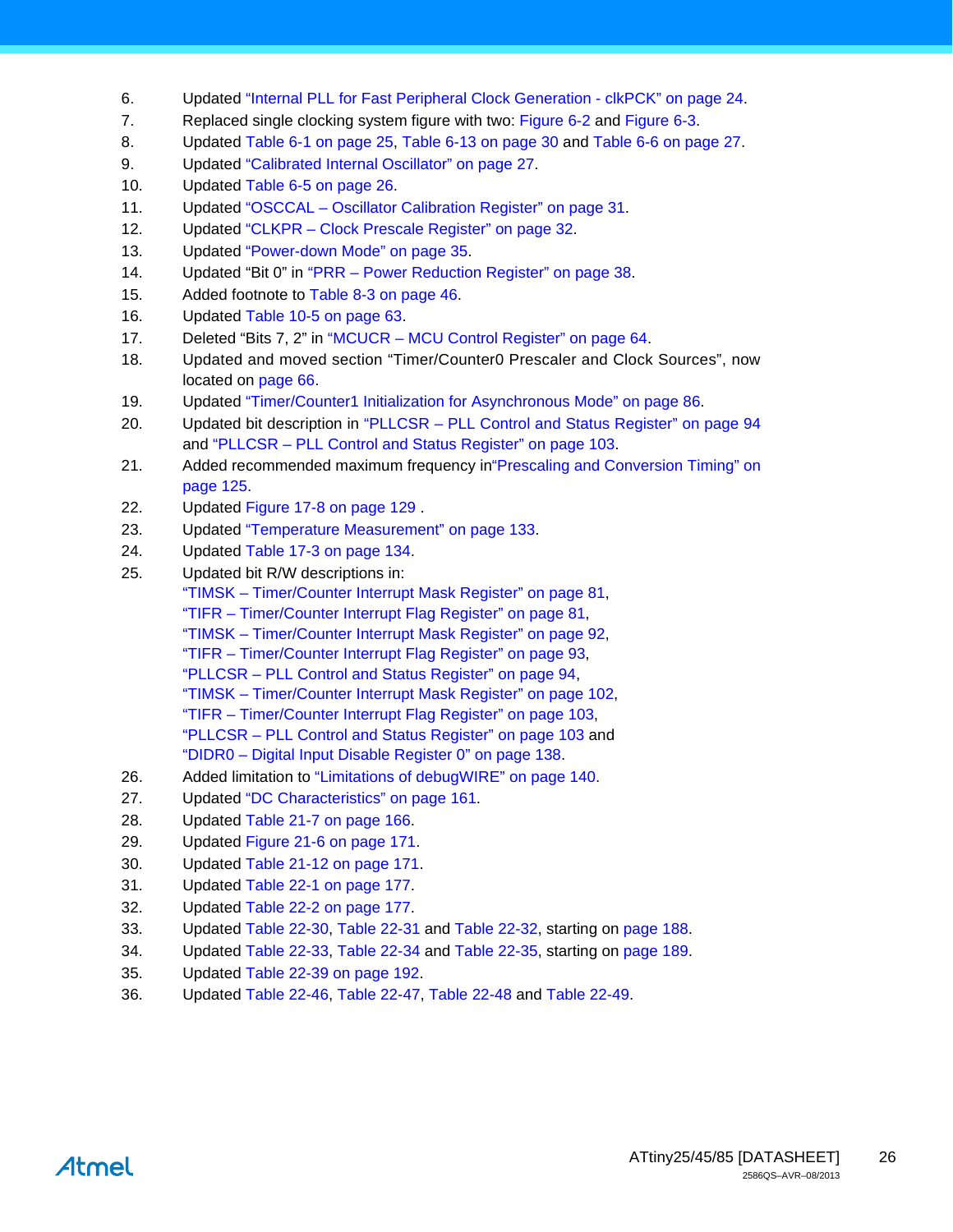6. Updated "Internal PLL for Fast Peripheral Clock Generation - clkPCK" on page 24.
7. Replaced single clocking system figure with two: Figure 6-2 and Figure 6-3.
8. Updated Table 6-1 on page 25, Table 6-13 on page 30 and Table 6-6 on page 27.
9. Updated "Calibrated Internal Oscillator" on page 27.
10. Updated Table 6-5 on page 26.
11. Updated "OSCCAL – Oscillator Calibration Register" on page 31.
12. Updated "CLKPR – Clock Prescale Register" on page 32.
13. Updated "Power-down Mode" on page 35.
14. Updated "Bit 0" in "PRR – Power Reduction Register" on page 38.
15. Added footnote to Table 8-3 on page 46.
16. Updated Table 10-5 on page 63.
17. Deleted "Bits 7, 2" in "MCUCR – MCU Control Register" on page 64.
18. Updated and moved section "Timer/Counter0 Prescaler and Clock Sources", now located on page 66.
19. Updated "Timer/Counter1 Initialization for Asynchronous Mode" on page 86.
20. Updated bit description in "PLLCSR – PLL Control and Status Register" on page 94 and "PLLCSR – PLL Control and Status Register" on page 103.
21. Added recommended maximum frequency in"Prescaling and Conversion Timing" on page 125.
22. Updated Figure 17-8 on page 129 .
23. Updated "Temperature Measurement" on page 133.
24. Updated Table 17-3 on page 134.
25. Updated bit R/W descriptions in:
    "TIMSK – Timer/Counter Interrupt Mask Register" on page 81,
    "TIFR – Timer/Counter Interrupt Flag Register" on page 81,
    "TIMSK – Timer/Counter Interrupt Mask Register" on page 92,
    "TIFR – Timer/Counter Interrupt Flag Register" on page 93,
    "PLLCSR – PLL Control and Status Register" on page 94,
    "TIMSK – Timer/Counter Interrupt Mask Register" on page 102,
    "TIFR – Timer/Counter Interrupt Flag Register" on page 103,
    "PLLCSR – PLL Control and Status Register" on page 103 and
    "DIDR0 – Digital Input Disable Register 0" on page 138.
26. Added limitation to "Limitations of debugWIRE" on page 140.
27. Updated "DC Characteristics" on page 161.
28. Updated Table 21-7 on page 166.
29. Updated Figure 21-6 on page 171.
30. Updated Table 21-12 on page 171.
31. Updated Table 22-1 on page 177.
32. Updated Table 22-2 on page 177.
33. Updated Table 22-30, Table 22-31 and Table 22-32, starting on page 188.
34. Updated Table 22-33, Table 22-34 and Table 22-35, starting on page 189.
35. Updated Table 22-39 on page 192.
36. Updated Table 22-46, Table 22-47, Table 22-48 and Table 22-49.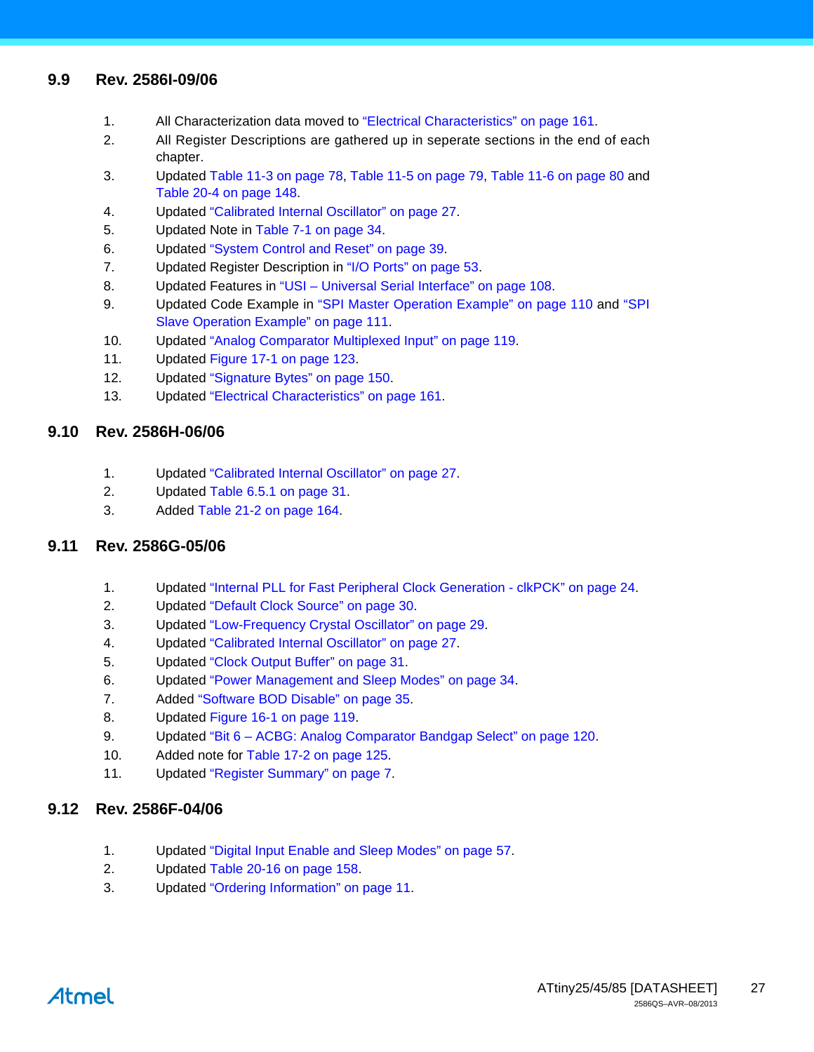## 9.9 Rev. 2586I-09/06

1. All Characterization data moved to "Electrical Characteristics" on page 161.
2. All Register Descriptions are gathered up in seperate sections in the end of each chapter.
3. Updated Table 11-3 on page 78, Table 11-5 on page 79, Table 11-6 on page 80 and Table 20-4 on page 148.
4. Updated "Calibrated Internal Oscillator" on page 27.
5. Updated Note in Table 7-1 on page 34.
6. Updated "System Control and Reset" on page 39.
7. Updated Register Description in "I/O Ports" on page 53.
8. Updated Features in "USI – Universal Serial Interface" on page 108.
9. Updated Code Example in "SPI Master Operation Example" on page 110 and "SPI Slave Operation Example" on page 111.
10. Updated "Analog Comparator Multiplexed Input" on page 119.
11. Updated Figure 17-1 on page 123.
12. Updated "Signature Bytes" on page 150.
13. Updated "Electrical Characteristics" on page 161.

## 9.10 Rev. 2586H-06/06

1. Updated "Calibrated Internal Oscillator" on page 27.
2. Updated Table 6.5.1 on page 31.
3. Added Table 21-2 on page 164.

## 9.11 Rev. 2586G-05/06

1. Updated "Internal PLL for Fast Peripheral Clock Generation - clkPCK" on page 24.
2. Updated "Default Clock Source" on page 30.
3. Updated "Low-Frequency Crystal Oscillator" on page 29.
4. Updated "Calibrated Internal Oscillator" on page 27.
5. Updated "Clock Output Buffer" on page 31.
6. Updated "Power Management and Sleep Modes" on page 34.
7. Added "Software BOD Disable" on page 35.
8. Updated Figure 16-1 on page 119.
9. Updated "Bit 6 – ACBG: Analog Comparator Bandgap Select" on page 120.
10. Added note for Table 17-2 on page 125.
11. Updated "Register Summary" on page 7.

## 9.12 Rev. 2586F-04/06

1. Updated "Digital Input Enable and Sleep Modes" on page 57.
2. Updated Table 20-16 on page 158.
3. Updated "Ordering Information" on page 11.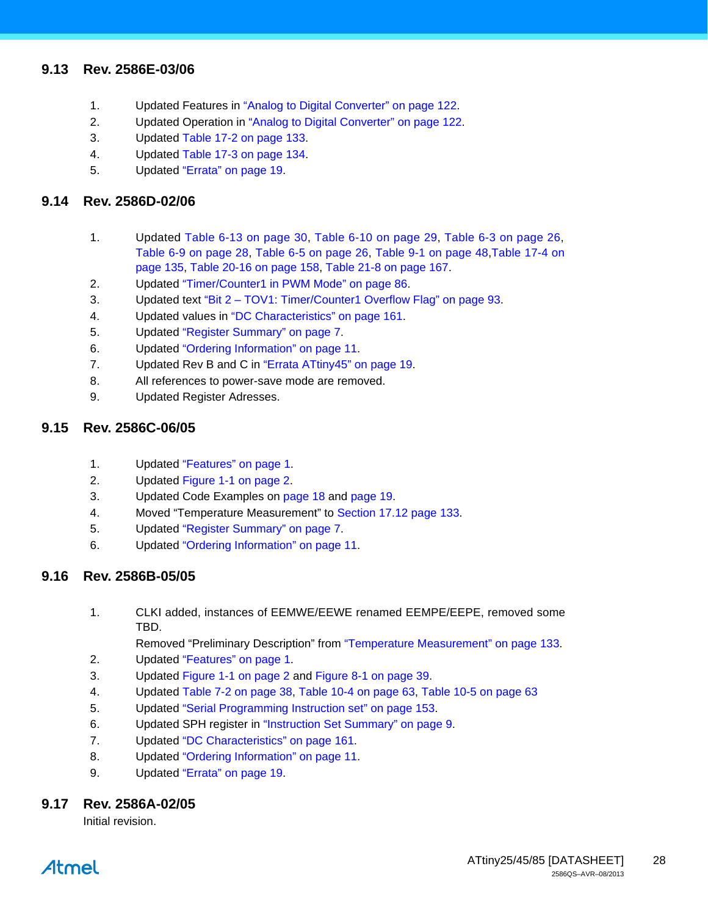## 9.13 Rev. 2586E-03/06

1. Updated Features in "Analog to Digital Converter" on page 122.
2. Updated Operation in "Analog to Digital Converter" on page 122.
3. Updated Table 17-2 on page 133.
4. Updated Table 17-3 on page 134.
5. Updated "Errata" on page 19.

## 9.14 Rev. 2586D-02/06

1. Updated Table 6-13 on page 30, Table 6-10 on page 29, Table 6-3 on page 26, Table 6-9 on page 28, Table 6-5 on page 26, Table 9-1 on page 48, Table 17-4 on page 135, Table 20-16 on page 158, Table 21-8 on page 167.
2. Updated "Timer/Counter1 in PWM Mode" on page 86.
3. Updated text "Bit 2 – TOV1: Timer/Counter1 Overflow Flag" on page 93.
4. Updated values in "DC Characteristics" on page 161.
5. Updated "Register Summary" on page 7.
6. Updated "Ordering Information" on page 11.
7. Updated Rev B and C in "Errata ATtiny45" on page 19.
8. All references to power-save mode are removed.
9. Updated Register Adresses.

## 9.15 Rev. 2586C-06/05

1. Updated "Features" on page 1.
2. Updated Figure 1-1 on page 2.
3. Updated Code Examples on page 18 and page 19.
4. Moved "Temperature Measurement" to Section 17.12 page 133.
5. Updated "Register Summary" on page 7.
6. Updated "Ordering Information" on page 11.

## 9.16 Rev. 2586B-05/05

1. CLKI added, instances of EEMWE/EEWE renamed EEMPE/EEPE, removed some TBD.

   Removed "Preliminary Description" from "Temperature Measurement" on page 133.
2. Updated "Features" on page 1.
3. Updated Figure 1-1 on page 2 and Figure 8-1 on page 39.
4. Updated Table 7-2 on page 38, Table 10-4 on page 63, Table 10-5 on page 63
5. Updated "Serial Programming Instruction set" on page 153.
6. Updated SPH register in "Instruction Set Summary" on page 9.
7. Updated "DC Characteristics" on page 161.
8. Updated "Ordering Information" on page 11.
9. Updated "Errata" on page 19.

## 9.17 Rev. 2586A-02/05

Initial revision.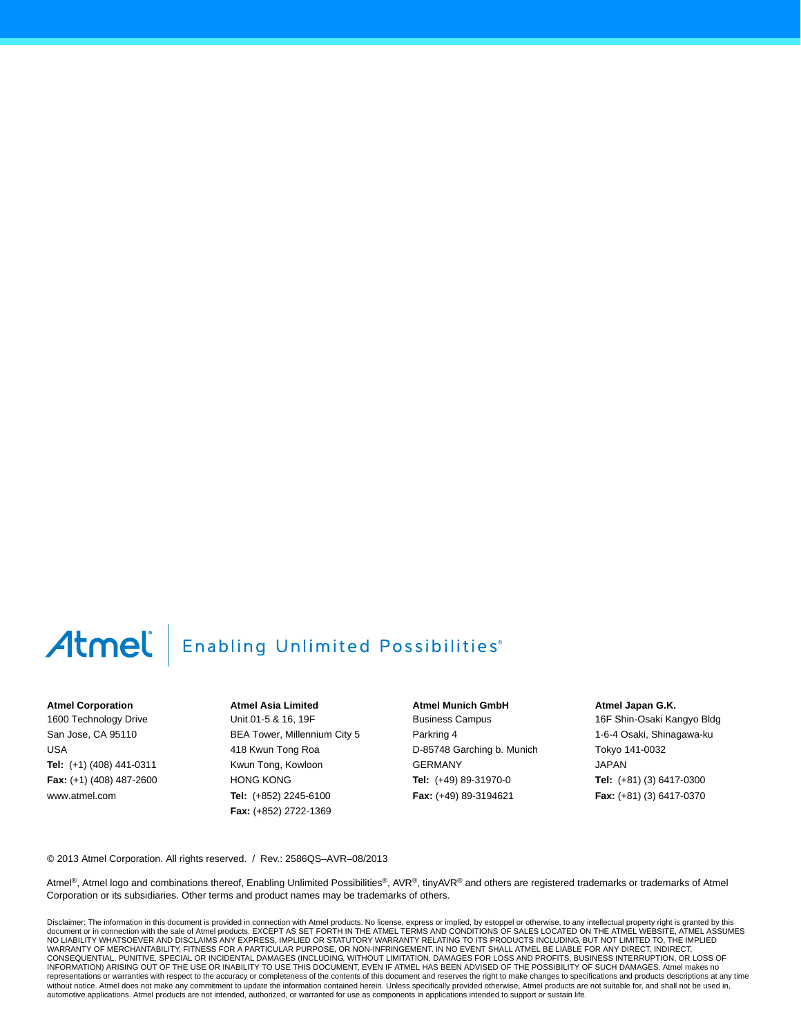Atmel | Enabling Unlimited Possibilities®

**Atmel Corporation**
1600 Technology Drive
San Jose, CA 95110
USA
**Tel:** (+1) (408) 441-0311
**Fax:** (+1) (408) 487-2600
www.atmel.com

**Atmel Asia Limited**
Unit 01-5 & 16, 19F
BEA Tower, Millennium City 5
418 Kwun Tong Roa
Kwun Tong, Kowloon
HONG KONG
**Tel:** (+852) 2245-6100
**Fax:** (+852) 2722-1369

**Atmel Munich GmbH**
Business Campus
Parkring 4
D-85748 Garching b. Munich
GERMANY
**Tel:** (+49) 89-31970-0
**Fax:** (+49) 89-3194621

**Atmel Japan G.K.**
16F Shin-Osaki Kangyo Bldg
1-6-4 Osaki, Shinagawa-ku
Tokyo 141-0032
JAPAN
**Tel:** (+81) (3) 6417-0300
**Fax:** (+81) (3) 6417-0370

© 2013 Atmel Corporation. All rights reserved. / Rev.: 2586QS–AVR–08/2013

Atmel®, Atmel logo and combinations thereof, Enabling Unlimited Possibilities®, AVR®, tinyAVR® and others are registered trademarks or trademarks of Atmel Corporation or its subsidiaries. Other terms and product names may be trademarks of others.

Disclaimer: The information in this document is provided in connection with Atmel products. No license, express or implied, by estoppel or otherwise, to any intellectual property right is granted by this document or in connection with the sale of Atmel products. EXCEPT AS SET FORTH IN THE ATMEL TERMS AND CONDITIONS OF SALES LOCATED ON THE ATMEL WEBSITE, ATMEL ASSUMES NO LIABILITY WHATSOEVER AND DISCLAIMS ANY EXPRESS, IMPLIED OR STATUTORY WARRANTY RELATING TO ITS PRODUCTS INCLUDING, BUT NOT LIMITED TO, THE IMPLIED WARRANTY OF MERCHANTABILITY, FITNESS FOR A PARTICULAR PURPOSE, OR NON-INFRINGEMENT. IN NO EVENT SHALL ATMEL BE LIABLE FOR ANY DIRECT, INDIRECT, CONSEQUENTIAL, PUNITIVE, SPECIAL OR INCIDENTAL DAMAGES (INCLUDING, WITHOUT LIMITATION, DAMAGES FOR LOSS AND PROFITS, BUSINESS INTERRUPTION, OR LOSS OF INFORMATION) ARISING OUT OF THE USE OR INABILITY TO USE THIS DOCUMENT, EVEN IF ATMEL HAS BEEN ADVISED OF THE POSSIBILITY OF SUCH DAMAGES. Atmel makes no representations or warranties with respect to the accuracy or completeness of the contents of this document and reserves the right to make changes to specifications and products descriptions at any time without notice. Atmel does not make any commitment to update the information contained herein. Unless specifically provided otherwise, Atmel products are not suitable for, and shall not be used in, automotive applications. Atmel products are not intended, authorized, or warranted for use as components in applications intended to support or sustain life.